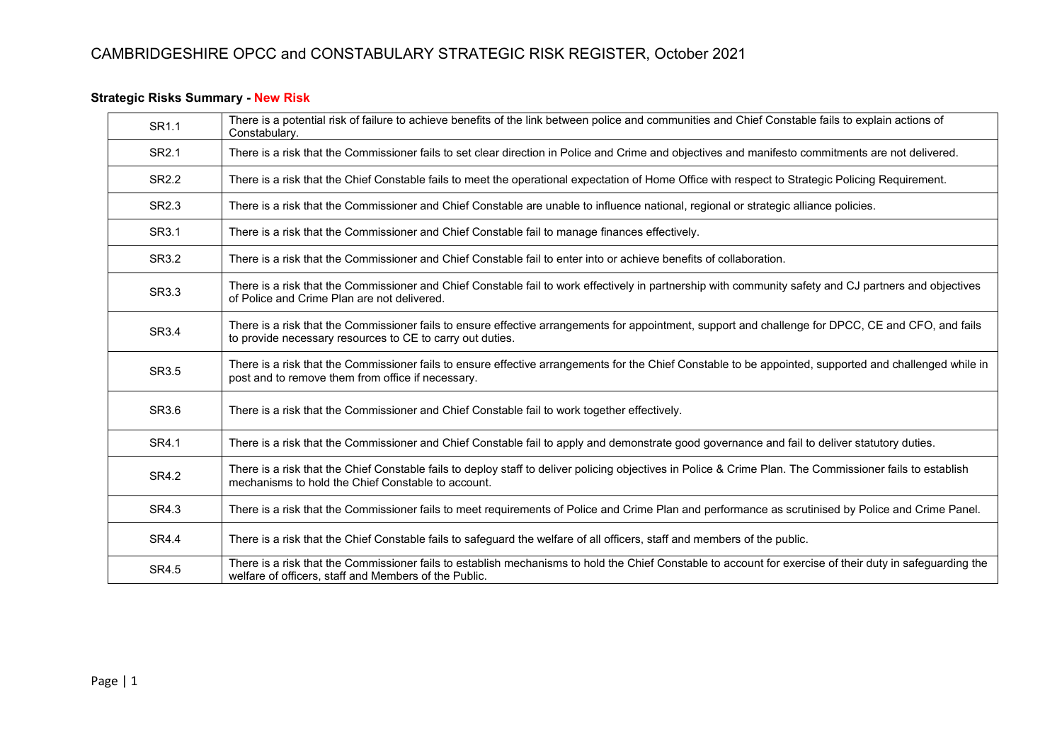# CAMBRIDGESHIRE OPCC and CONSTABULARY STRATEGIC RISK REGISTER, October 2021

## Strategic Risks Summary - New Risk

| | |
|---|---|
| SR1.1 | There is a potential risk of failure to achieve benefits of the link between police and communities and Chief Constable fails to explain actions of Constabulary. |
| SR2.1 | There is a risk that the Commissioner fails to set clear direction in Police and Crime and objectives and manifesto commitments are not delivered. |
| SR2.2 | There is a risk that the Chief Constable fails to meet the operational expectation of Home Office with respect to Strategic Policing Requirement. |
| SR2.3 | There is a risk that the Commissioner and Chief Constable are unable to influence national, regional or strategic alliance policies. |
| SR3.1 | There is a risk that the Commissioner and Chief Constable fail to manage finances effectively. |
| SR3.2 | There is a risk that the Commissioner and Chief Constable fail to enter into or achieve benefits of collaboration. |
| SR3.3 | There is a risk that the Commissioner and Chief Constable fail to work effectively in partnership with community safety and CJ partners and objectives of Police and Crime Plan are not delivered. |
| SR3.4 | There is a risk that the Commissioner fails to ensure effective arrangements for appointment, support and challenge for DPCC, CE and CFO, and fails to provide necessary resources to CE to carry out duties. |
| SR3.5 | There is a risk that the Commissioner fails to ensure effective arrangements for the Chief Constable to be appointed, supported and challenged while in post and to remove them from office if necessary. |
| SR3.6 | There is a risk that the Commissioner and Chief Constable fail to work together effectively. |
| SR4.1 | There is a risk that the Commissioner and Chief Constable fail to apply and demonstrate good governance and fail to deliver statutory duties. |
| SR4.2 | There is a risk that the Chief Constable fails to deploy staff to deliver policing objectives in Police & Crime Plan. The Commissioner fails to establish mechanisms to hold the Chief Constable to account. |
| SR4.3 | There is a risk that the Commissioner fails to meet requirements of Police and Crime Plan and performance as scrutinised by Police and Crime Panel. |
| SR4.4 | There is a risk that the Chief Constable fails to safeguard the welfare of all officers, staff and members of the public. |
| SR4.5 | There is a risk that the Commissioner fails to establish mechanisms to hold the Chief Constable to account for exercise of their duty in safeguarding the welfare of officers, staff and Members of the Public. |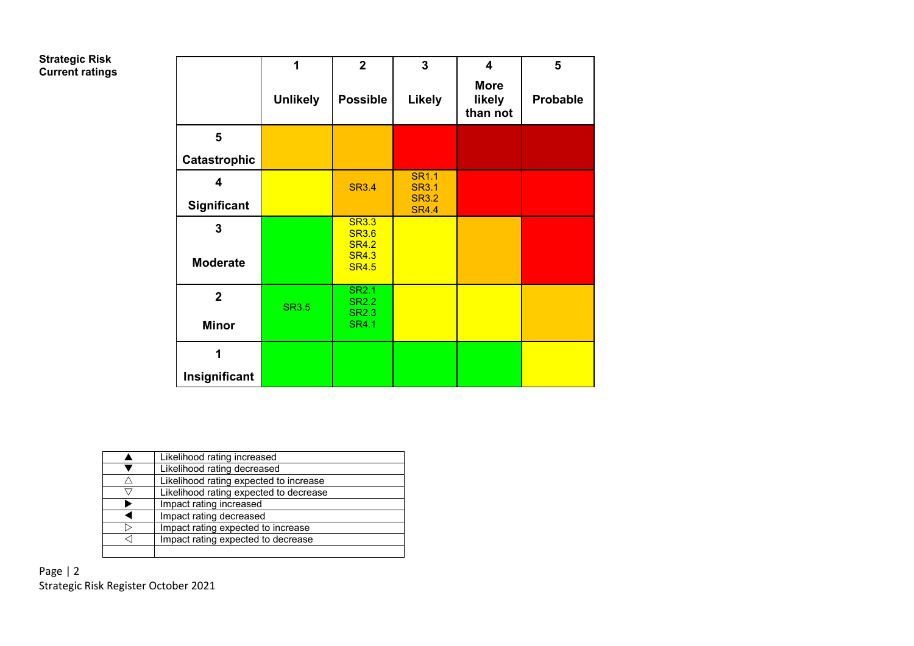**Strategic Risk Current ratings**

| | 1 Unlikely | 2 Possible | 3 Likely | 4 More likely than not | 5 Probable |
|---|---|---|---|---|---|
| 5 Catastrophic | | | | | |
| 4 Significant | | SR3.4 | SR1.1 SR3.1 SR3.2 SR4.4 | | |
| 3 Moderate | | SR3.3 SR3.6 SR4.2 SR4.3 SR4.5 | | | |
| 2 Minor | SR3.5 | SR2.1 SR2.2 SR2.3 SR4.1 | | | |
| 1 Insignificant | | | | | |

| Symbol | Meaning |
|---|---|
| ▲ | Likelihood rating increased |
| ▼ | Likelihood rating decreased |
| △ | Likelihood rating expected to increase |
| ▽ | Likelihood rating expected to decrease |
| ▶ | Impact rating increased |
| ◀ | Impact rating decreased |
| ▷ | Impact rating expected to increase |
| ◁ | Impact rating expected to decrease |
| | |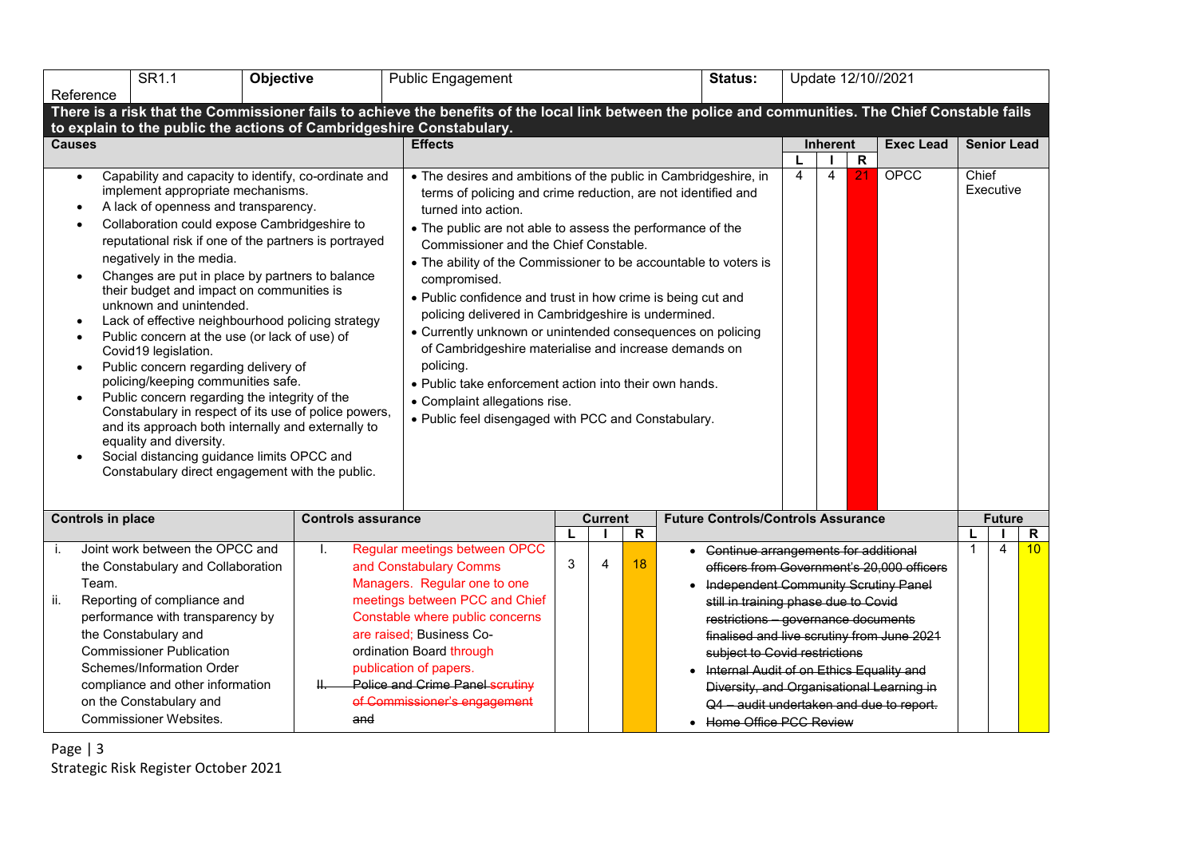| Reference | SR1.1 | Objective | Public Engagement | Status: | Update 12/10//2021 |
|---|---|---|---|---|---|

**There is a risk that the Commissioner fails to achieve the benefits of the local link between the police and communities. The Chief Constable fails to explain to the public the actions of Cambridgeshire Constabulary.**

| Causes | Effects | Inherent L | Inherent I | Inherent R | Exec Lead | Senior Lead |
|---|---|---|---|---|---|---|
| • Capability and capacity to identify, co-ordinate and implement appropriate mechanisms.<br>• A lack of openness and transparency.<br>• Collaboration could expose Cambridgeshire to reputational risk if one of the partners is portrayed negatively in the media.<br>• Changes are put in place by partners to balance their budget and impact on communities is unknown and unintended.<br>• Lack of effective neighbourhood policing strategy<br>• Public concern at the use (or lack of use) of Covid19 legislation.<br>• Public concern regarding delivery of policing/keeping communities safe.<br>• Public concern regarding the integrity of the Constabulary in respect of its use of police powers, and its approach both internally and externally to equality and diversity.<br>• Social distancing guidance limits OPCC and Constabulary direct engagement with the public. | • The desires and ambitions of the public in Cambridgeshire, in terms of policing and crime reduction, are not identified and turned into action.<br>• The public are not able to assess the performance of the Commissioner and the Chief Constable.<br>• The ability of the Commissioner to be accountable to voters is compromised.<br>• Public confidence and trust in how crime is being cut and policing delivered in Cambridgeshire is undermined.<br>• Currently unknown or unintended consequences on policing of Cambridgeshire materialise and increase demands on policing.<br>• Public take enforcement action into their own hands.<br>• Complaint allegations rise.<br>• Public feel disengaged with PCC and Constabulary. | 4 | 4 | 21 | OPCC | Chief Executive |

| Controls in place | Controls assurance | Current L | Current I | Current R | Future Controls/Controls Assurance | Future L | Future I | Future R |
|---|---|---|---|---|---|---|---|---|
| i. Joint work between the OPCC and the Constabulary and Collaboration Team.<br>ii. Reporting of compliance and performance with transparency by the Constabulary and Commissioner Publication Schemes/Information Order compliance and other information on the Constabulary and Commissioner Websites. | I. Regular meetings between OPCC and Constabulary Comms Managers. Regular one to one meetings between PCC and Chief Constable where public concerns are raised; Business Co-ordination Board through publication of papers.<br>~~II. Police and Crime Panel scrutiny of Commissioner's engagement and~~ | 3 | 4 | 18 | • ~~Continue arrangements for additional officers from Government's 20,000 officers~~<br>• ~~Independent Community Scrutiny Panel still in training phase due to Covid restrictions – governance documents finalised and live scrutiny from June 2021 subject to Covid restrictions~~<br>• ~~Internal Audit of on Ethics Equality and Diversity, and Organisational Learning in Q4 – audit undertaken and due to report.~~<br>• ~~Home Office PCC Review~~ | 1 | 4 | 10 |

Strategic Risk Register October 2021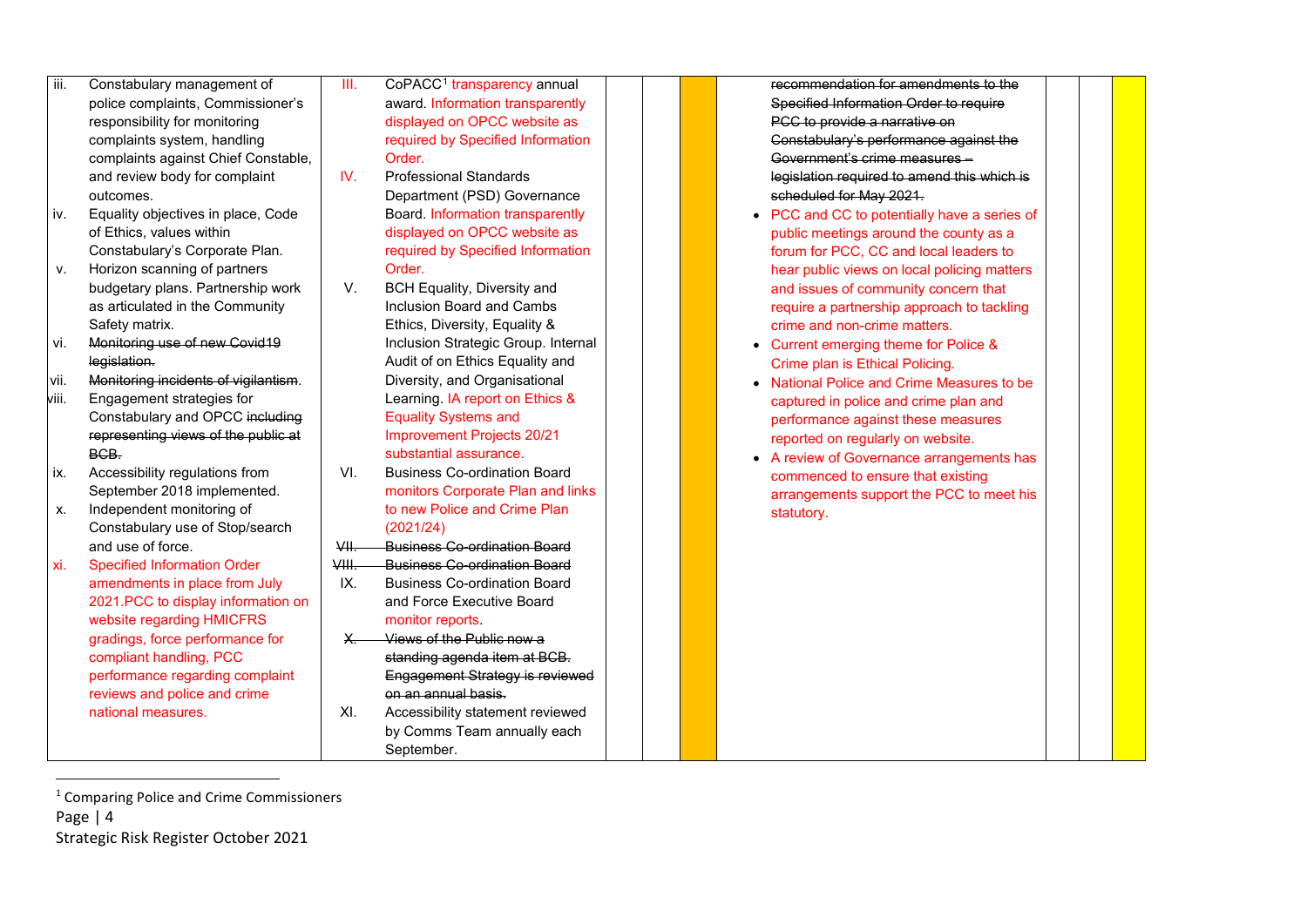| | | | | | | | | |
|---|---|---|---|---|---|---|---|---|
| iii. Constabulary management of police complaints, Commissioner's responsibility for monitoring complaints system, handling complaints against Chief Constable, and review body for complaint outcomes.<br>iv. Equality objectives in place, Code of Ethics, values within Constabulary's Corporate Plan.<br>v. Horizon scanning of partners budgetary plans. Partnership work as articulated in the Community Safety matrix.<br>vi. ~~Monitoring use of new Covid19 legislation.~~<br>vii. ~~Monitoring incidents of vigilantism~~.<br>viii. Engagement strategies for Constabulary and OPCC ~~including representing views of the public at BCB.~~<br>ix. Accessibility regulations from September 2018 implemented.<br>x. Independent monitoring of Constabulary use of Stop/search and use of force.<br>xi. Specified Information Order amendments in place from July 2021.PCC to display information on website regarding HMICFRS gradings, force performance for compliant handling, PCC performance regarding complaint reviews and police and crime national measures. | III. CoPACC[1] transparency annual award. Information transparently displayed on OPCC website as required by Specified Information Order.<br>IV. Professional Standards Department (PSD) Governance Board. Information transparently displayed on OPCC website as required by Specified Information Order.<br>V. BCH Equality, Diversity and Inclusion Board and Cambs Ethics, Diversity, Equality & Inclusion Strategic Group. Internal Audit of on Ethics Equality and Diversity, and Organisational Learning. IA report on Ethics & Equality Systems and Improvement Projects 20/21 substantial assurance.<br>VI. Business Co-ordination Board monitors Corporate Plan and links to new Police and Crime Plan (2021/24)<br>~~VII. Business Co-ordination Board~~<br>~~VIII. Business Co-ordination Board~~<br>IX. Business Co-ordination Board and Force Executive Board monitor reports.<br>~~X. Views of the Public now a standing agenda item at BCB. Engagement Strategy is reviewed on an annual basis.~~<br>XI. Accessibility statement reviewed by Comms Team annually each September. | | | | ~~recommendation for amendments to the Specified Information Order to require PCC to provide a narrative on Constabulary's performance against the Government's crime measures – legislation required to amend this which is scheduled for May 2021.~~<br>• PCC and CC to potentially have a series of public meetings around the county as a forum for PCC, CC and local leaders to hear public views on local policing matters and issues of community concern that require a partnership approach to tackling crime and non-crime matters.<br>• Current emerging theme for Police & Crime plan is Ethical Policing.<br>• National Police and Crime Measures to be captured in police and crime plan and performance against these measures reported on regularly on website.<br>• A review of Governance arrangements has commenced to ensure that existing arrangements support the PCC to meet his statutory. | | | |

[1] Comparing Police and Crime Commissioners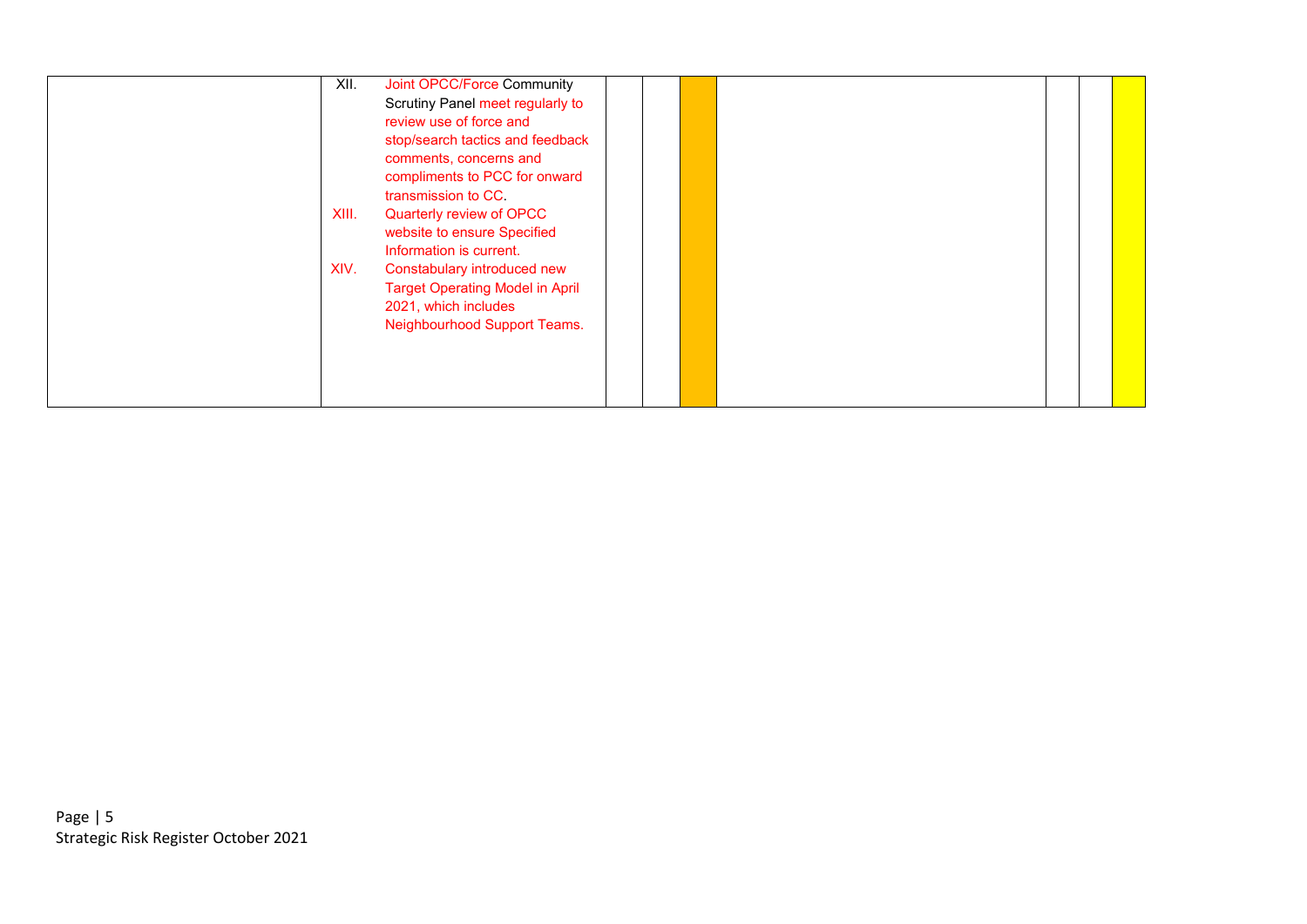| | | | | | | | | |
|---|---|---|---|---|---|---|---|---|
| | XII. Joint OPCC/Force Community Scrutiny Panel meet regularly to review use of force and stop/search tactics and feedback comments, concerns and compliments to PCC for onward transmission to CC.<br>XIII. Quarterly review of OPCC website to ensure Specified Information is current.<br>XIV. Constabulary introduced new Target Operating Model in April 2021, which includes Neighbourhood Support Teams. | | | | | | | |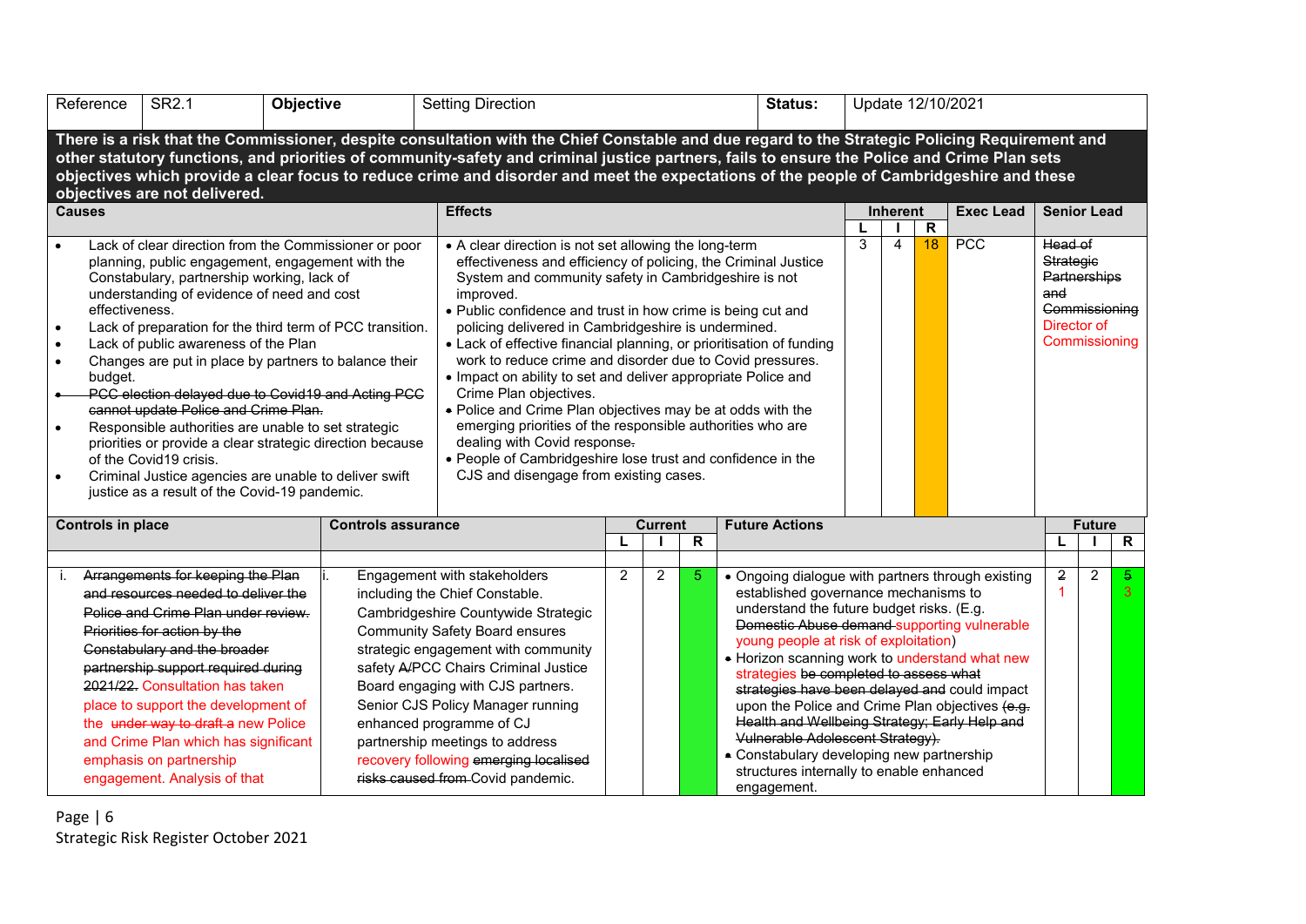| Reference | SR2.1 | Objective | Setting Direction | Status: | Update 12/10/2021 |
|---|---|---|---|---|---|

**There is a risk that the Commissioner, despite consultation with the Chief Constable and due regard to the Strategic Policing Requirement and other statutory functions, and priorities of community-safety and criminal justice partners, fails to ensure the Police and Crime Plan sets objectives which provide a clear focus to reduce crime and disorder and meet the expectations of the people of Cambridgeshire and these objectives are not delivered.**

| Causes | Effects | Inherent L | Inherent I | Inherent R | Exec Lead | Senior Lead |
|---|---|---|---|---|---|---|
| • Lack of clear direction from the Commissioner or poor planning, public engagement, engagement with the Constabulary, partnership working, lack of understanding of evidence of need and cost effectiveness.<br>• Lack of preparation for the third term of PCC transition.<br>• Lack of public awareness of the Plan<br>• Changes are put in place by partners to balance their budget.<br>• ~~PCC election delayed due to Covid19 and Acting PCC cannot update Police and Crime Plan.~~<br>• Responsible authorities are unable to set strategic priorities or provide a clear strategic direction because of the Covid19 crisis.<br>• Criminal Justice agencies are unable to deliver swift justice as a result of the Covid-19 pandemic. | • A clear direction is not set allowing the long-term effectiveness and efficiency of policing, the Criminal Justice System and community safety in Cambridgeshire is not improved.<br>• Public confidence and trust in how crime is being cut and policing delivered in Cambridgeshire is undermined.<br>• Lack of effective financial planning, or prioritisation of funding work to reduce crime and disorder due to Covid pressures.<br>• Impact on ability to set and deliver appropriate Police and Crime Plan objectives.<br>• Police and Crime Plan objectives may be at odds with the emerging priorities of the responsible authorities who are dealing with Covid response~~.~~<br>• People of Cambridgeshire lose trust and confidence in the CJS and disengage from existing cases. | 3 | 4 | 18 | PCC | ~~Head of Strategic Partnerships and Commissioning~~ Director of Commissioning |

| Controls in place | Controls assurance | Current L | Current I | Current R | Future Actions | Future L | Future I | Future R |
|---|---|---|---|---|---|---|---|---|
| i. ~~Arrangements for keeping the Plan and resources needed to deliver the Police and Crime Plan under review. Priorities for action by the Constabulary and the broader partnership support required during 2021/22.~~ Consultation has taken place to support the development of the ~~under way to draft a~~ new Police and Crime Plan which has significant emphasis on partnership engagement. Analysis of that | i. Engagement with stakeholders including the Chief Constable. Cambridgeshire Countywide Strategic Community Safety Board ensures strategic engagement with community safety ~~A/~~PCC Chairs Criminal Justice Board engaging with CJS partners. Senior CJS Policy Manager running enhanced programme of CJ partnership meetings to address recovery following ~~emerging localised risks caused from~~ Covid pandemic. | 2 | 2 | 5 | • Ongoing dialogue with partners through existing established governance mechanisms to understand the future budget risks. (E.g. ~~Domestic Abuse demand~~ supporting vulnerable young people at risk of exploitation)<br>• Horizon scanning work to understand what new strategies ~~be completed to assess what strategies have been delayed and~~ could impact upon the Police and Crime Plan objectives ~~(e.g. Health and Wellbeing Strategy; Early Help and Vulnerable Adolescent Strategy).~~<br>• Constabulary developing new partnership structures internally to enable enhanced engagement. | ~~2~~ 1 | 2 | ~~5~~ 3 |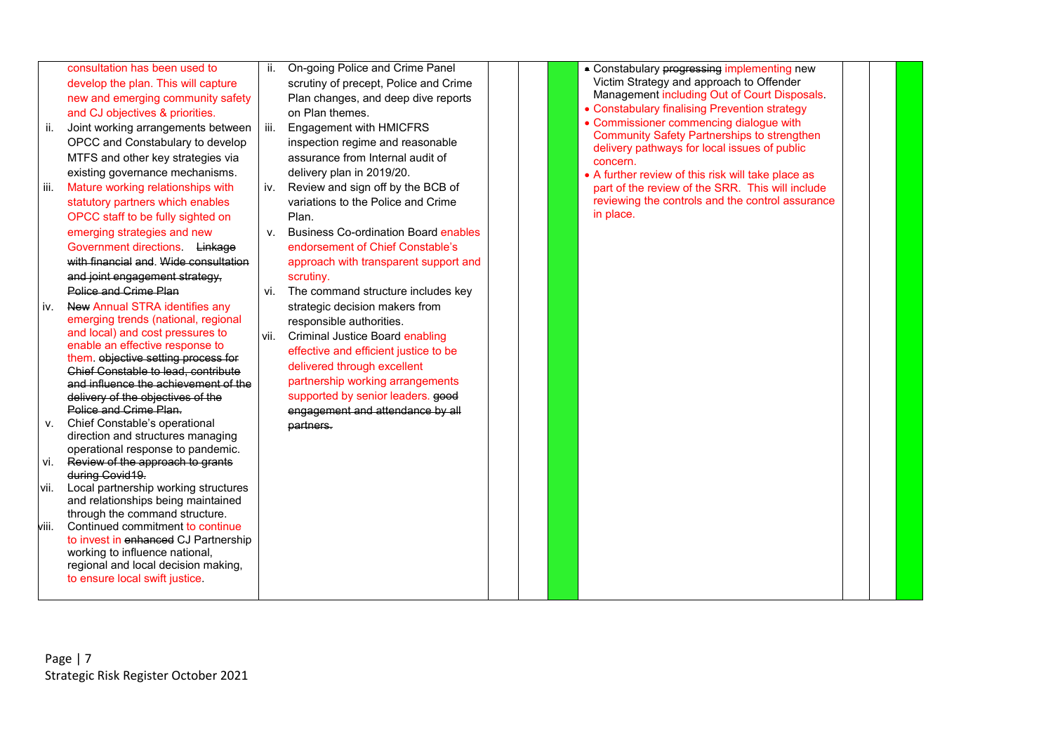| | | | | | | | | |
|---|---|---|---|---|---|---|---|---|
| consultation has been used to develop the plan. This will capture new and emerging community safety and CJ objectives & priorities.<br>ii. Joint working arrangements between OPCC and Constabulary to develop MTFS and other key strategies via existing governance mechanisms.<br>iii. Mature working relationships with statutory partners which enables OPCC staff to be fully sighted on emerging strategies and new Government directions. ~~Linkage with financial and. Wide consultation and joint engagement strategy, Police and Crime Plan~~<br>iv. ~~New~~ Annual STRA identifies any emerging trends (national, regional and local) and cost pressures to enable an effective response to them. ~~objective setting process for Chief Constable to lead, contribute and influence the achievement of the delivery of the objectives of the Police and Crime Plan.~~<br>v. Chief Constable's operational direction and structures managing operational response to pandemic.<br>vi. ~~Review of the approach to grants during Covid19.~~<br>vii. Local partnership working structures and relationships being maintained through the command structure.<br>viii. Continued commitment to continue to invest in ~~enhanced~~ CJ Partnership working to influence national, regional and local decision making, to ensure local swift justice. | ii. On-going Police and Crime Panel scrutiny of precept, Police and Crime Plan changes, and deep dive reports on Plan themes.<br>iii. Engagement with HMICFRS inspection regime and reasonable assurance from Internal audit of delivery plan in 2019/20.<br>iv. Review and sign off by the BCB of variations to the Police and Crime Plan.<br>v. Business Co-ordination Board enables endorsement of Chief Constable's approach with transparent support and scrutiny.<br>vi. The command structure includes key strategic decision makers from responsible authorities.<br>vii. Criminal Justice Board enabling effective and efficient justice to be delivered through excellent partnership working arrangements supported by senior leaders. ~~good engagement and attendance by all partners.~~ | | | | • Constabulary ~~progressing~~ implementing new Victim Strategy and approach to Offender Management including Out of Court Disposals.<br>• Constabulary finalising Prevention strategy<br>• Commissioner commencing dialogue with Community Safety Partnerships to strengthen delivery pathways for local issues of public concern.<br>• A further review of this risk will take place as part of the review of the SRR. This will include reviewing the controls and the control assurance in place. | | | |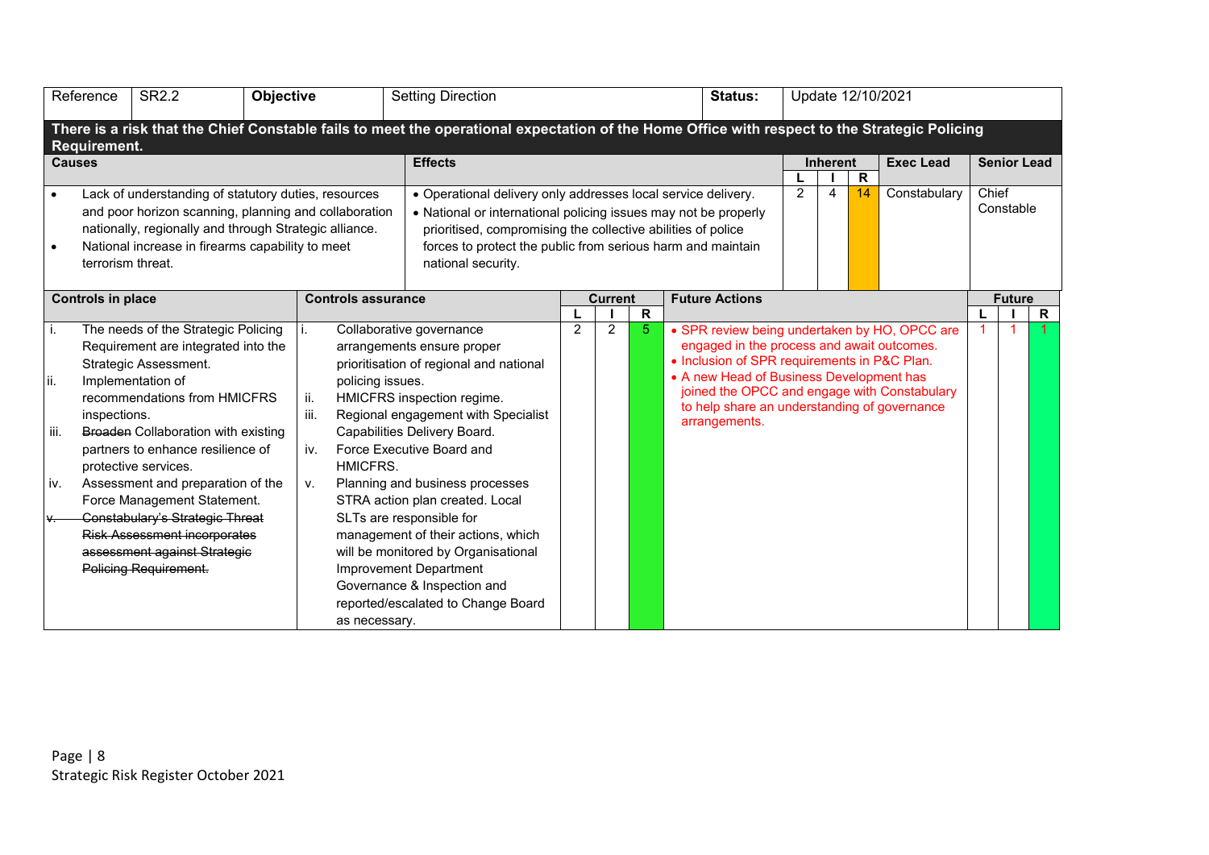| Reference | SR2.2 | Objective | Setting Direction | Status: | Update 12/10/2021 |
|---|---|---|---|---|---|

**There is a risk that the Chief Constable fails to meet the operational expectation of the Home Office with respect to the Strategic Policing Requirement.**

| Causes | Effects | Inherent | | | Exec Lead | Senior Lead |
|---|---|---|---|---|---|---|
| | | L | I | R | | |
| • Lack of understanding of statutory duties, resources and poor horizon scanning, planning and collaboration nationally, regionally and through Strategic alliance.<br>• National increase in firearms capability to meet terrorism threat. | • Operational delivery only addresses local service delivery.<br>• National or international policing issues may not be properly prioritised, compromising the collective abilities of police forces to protect the public from serious harm and maintain national security. | 2 | 4 | 14 | Constabulary | Chief Constable |

| Controls in place | Controls assurance | Current | | | Future Actions | Future | | |
|---|---|---|---|---|---|---|---|---|
| | | L | I | R | | L | I | R |
| i. The needs of the Strategic Policing Requirement are integrated into the Strategic Assessment.<br>ii. Implementation of recommendations from HMICFRS inspections.<br>iii. ~~Broaden~~ Collaboration with existing partners to enhance resilience of protective services.<br>iv. Assessment and preparation of the Force Management Statement.<br>~~v. Constabulary's Strategic Threat Risk Assessment incorporates assessment against Strategic Policing Requirement.~~ | i. Collaborative governance arrangements ensure proper prioritisation of regional and national policing issues.<br>ii. HMICFRS inspection regime.<br>iii. Regional engagement with Specialist Capabilities Delivery Board.<br>iv. Force Executive Board and HMICFRS.<br>v. Planning and business processes STRA action plan created. Local SLTs are responsible for management of their actions, which will be monitored by Organisational Improvement Department Governance & Inspection and reported/escalated to Change Board as necessary. | 2 | 2 | 5 | • SPR review being undertaken by HO, OPCC are engaged in the process and await outcomes.<br>• Inclusion of SPR requirements in P&C Plan.<br>• A new Head of Business Development has joined the OPCC and engage with Constabulary to help share an understanding of governance arrangements. | 1 | 1 | 1 |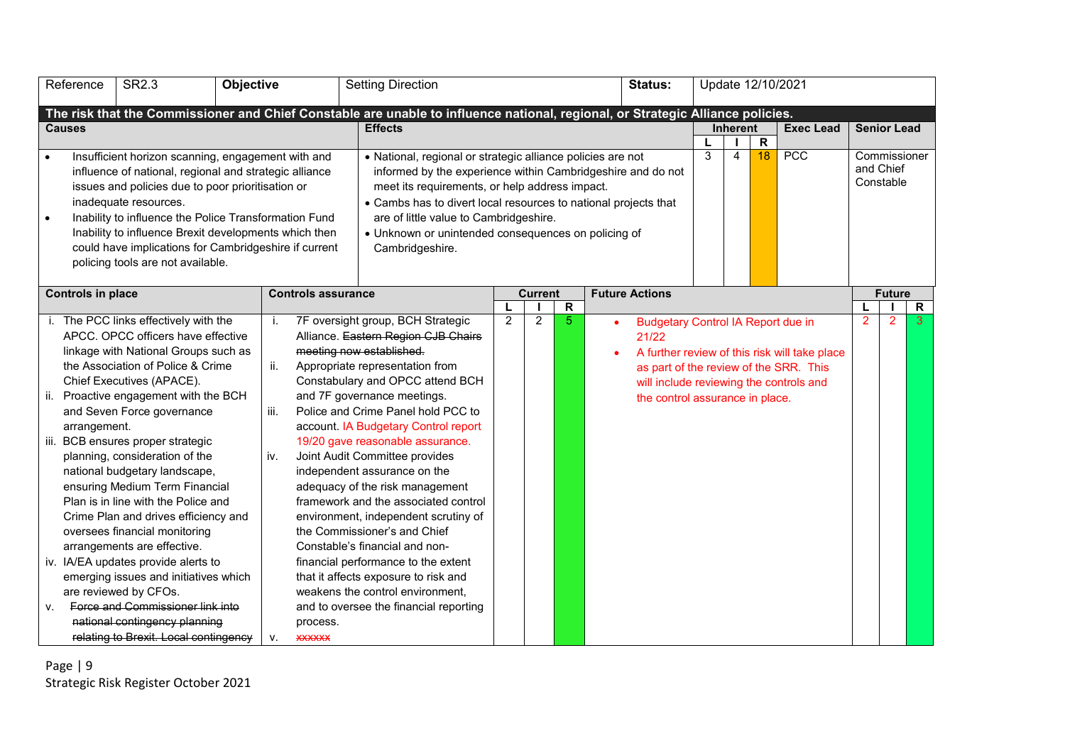| Reference | SR2.3 | Objective | Setting Direction | Status: | Update 12/10/2021 |
|---|---|---|---|---|---|

**The risk that the Commissioner and Chief Constable are unable to influence national, regional, or Strategic Alliance policies.**

| Causes | Effects | Inherent L | Inherent I | Inherent R | Exec Lead | Senior Lead |
|---|---|---|---|---|---|---|
| • Insufficient horizon scanning, engagement with and influence of national, regional and strategic alliance issues and policies due to poor prioritisation or inadequate resources.<br>• Inability to influence the Police Transformation Fund Inability to influence Brexit developments which then could have implications for Cambridgeshire if current policing tools are not available. | • National, regional or strategic alliance policies are not informed by the experience within Cambridgeshire and do not meet its requirements, or help address impact.<br>• Cambs has to divert local resources to national projects that are of little value to Cambridgeshire.<br>• Unknown or unintended consequences on policing of Cambridgeshire. | 3 | 4 | 18 | PCC | Commissioner and Chief Constable |

| Controls in place | Controls assurance | Current L | Current I | Current R | Future Actions | Future L | Future I | Future R |
|---|---|---|---|---|---|---|---|---|
| i. The PCC links effectively with the APCC. OPCC officers have effective linkage with National Groups such as the Association of Police & Crime Chief Executives (APACE).<br>ii. Proactive engagement with the BCH and Seven Force governance arrangement.<br>iii. BCB ensures proper strategic planning, consideration of the national budgetary landscape, ensuring Medium Term Financial Plan is in line with the Police and Crime Plan and drives efficiency and oversees financial monitoring arrangements are effective.<br>iv. IA/EA updates provide alerts to emerging issues and initiatives which are reviewed by CFOs.<br>v. ~~Force and Commissioner link into national contingency planning relating to Brexit. Local contingency~~ | i. 7F oversight group, BCH Strategic Alliance. ~~Eastern Region CJB Chairs meeting now established.~~<br>ii. Appropriate representation from Constabulary and OPCC attend BCH and 7F governance meetings.<br>iii. Police and Crime Panel hold PCC to account. IA Budgetary Control report 19/20 gave reasonable assurance.<br>iv. Joint Audit Committee provides independent assurance on the adequacy of the risk management framework and the associated control environment, independent scrutiny of the Commissioner's and Chief Constable's financial and non-financial performance to the extent that it affects exposure to risk and weakens the control environment, and to oversee the financial reporting process.<br>v. ~~xxxxxx~~ | 2 | 2 | 5 | • Budgetary Control IA Report due in 21/22<br>• A further review of this risk will take place as part of the review of the SRR. This will include reviewing the controls and the control assurance in place. | 2 | 2 | 3 |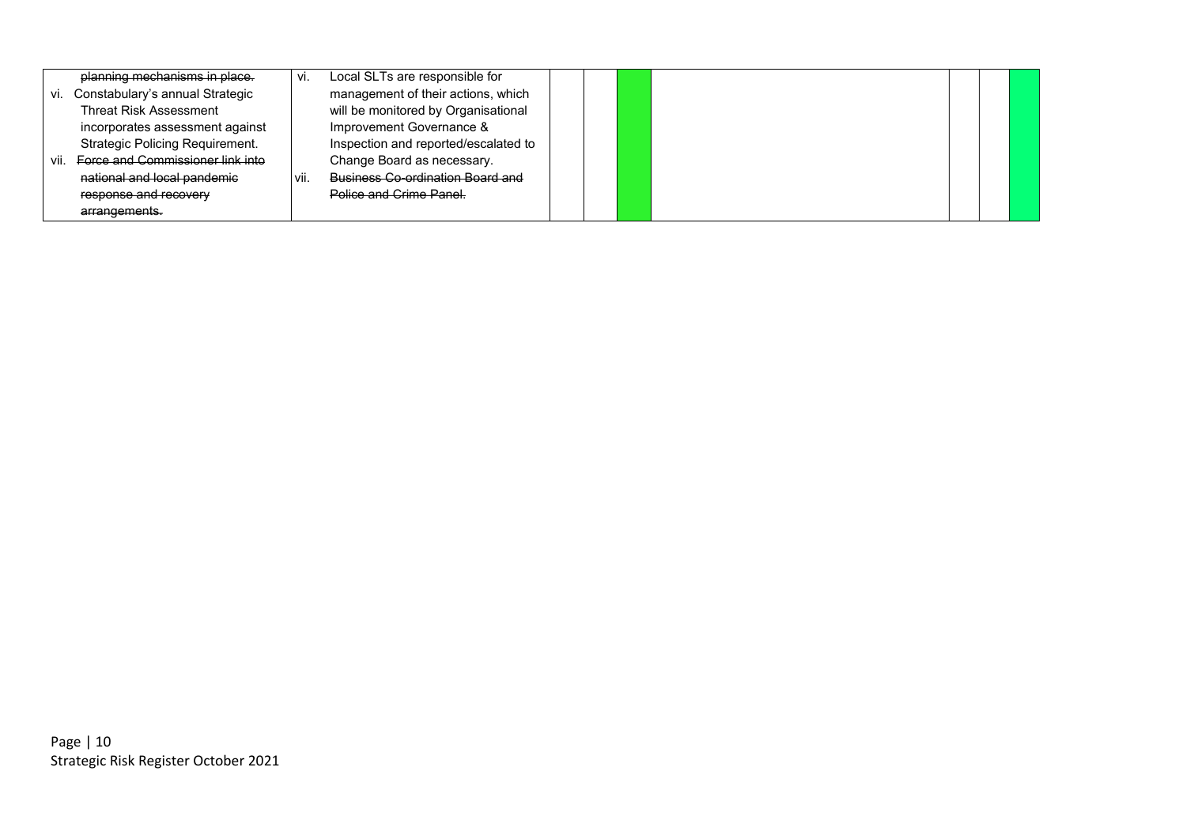| | | | | | | | |
|---|---|---|---|---|---|---|---|
| ~~planning mechanisms in place.~~<br>vi. Constabulary's annual Strategic Threat Risk Assessment incorporates assessment against Strategic Policing Requirement.<br>vii. ~~Force and Commissioner link into national and local pandemic response and recovery arrangements.~~ | vi. Local SLTs are responsible for management of their actions, which will be monitored by Organisational Improvement Governance & Inspection and reported/escalated to Change Board as necessary.<br>vii. ~~Business Co-ordination Board and Police and Crime Panel.~~ | | | | | | |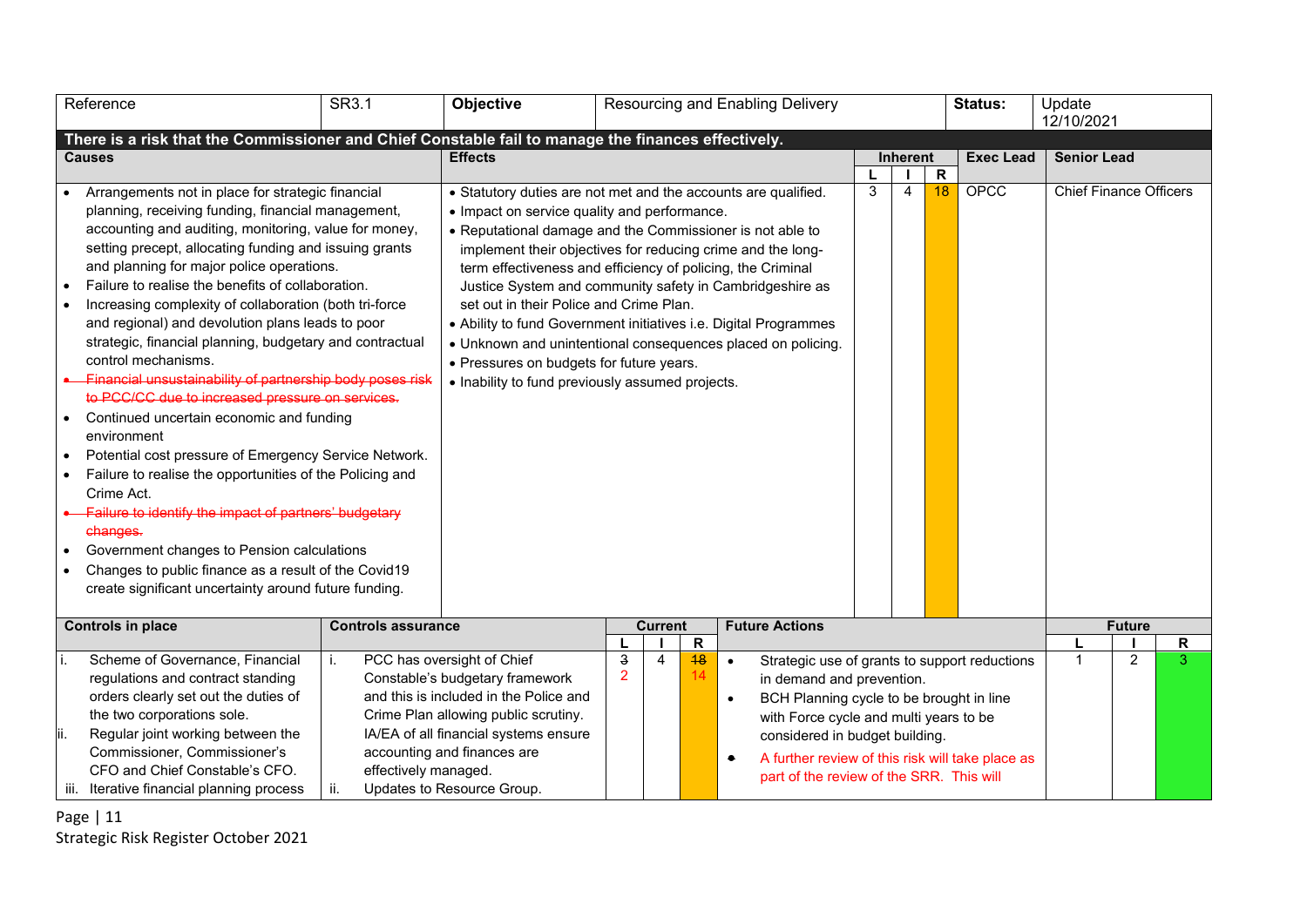| Reference | SR3.1 | Objective | Resourcing and Enabling Delivery | Status: | Update 12/10/2021 |
|---|---|---|---|---|---|

**There is a risk that the Commissioner and Chief Constable fail to manage the finances effectively.**

| Causes | Effects | Inherent L | Inherent I | Inherent R | Exec Lead | Senior Lead |
|---|---|---|---|---|---|---|
| • Arrangements not in place for strategic financial planning, receiving funding, financial management, accounting and auditing, monitoring, value for money, setting precept, allocating funding and issuing grants and planning for major police operations.<br>• Failure to realise the benefits of collaboration.<br>• Increasing complexity of collaboration (both tri-force and regional) and devolution plans leads to poor strategic, financial planning, budgetary and contractual control mechanisms.<br>• ~~Financial unsustainability of partnership body poses risk to PCC/CC due to increased pressure on services.~~<br>• Continued uncertain economic and funding environment<br>• Potential cost pressure of Emergency Service Network.<br>• Failure to realise the opportunities of the Policing and Crime Act.<br>• ~~Failure to identify the impact of partners' budgetary changes.~~<br>• Government changes to Pension calculations<br>• Changes to public finance as a result of the Covid19 create significant uncertainty around future funding. | • Statutory duties are not met and the accounts are qualified.<br>• Impact on service quality and performance.<br>• Reputational damage and the Commissioner is not able to implement their objectives for reducing crime and the long-term effectiveness and efficiency of policing, the Criminal Justice System and community safety in Cambridgeshire as set out in their Police and Crime Plan.<br>• Ability to fund Government initiatives i.e. Digital Programmes<br>• Unknown and unintentional consequences placed on policing.<br>• Pressures on budgets for future years.<br>• Inability to fund previously assumed projects. | 3 | 4 | 18 | OPCC | Chief Finance Officers |

| Controls in place | Controls assurance | Current L | Current I | Current R | Future Actions | Future L | Future I | Future R |
|---|---|---|---|---|---|---|---|---|
| i. Scheme of Governance, Financial regulations and contract standing orders clearly set out the duties of the two corporations sole.<br>ii. Regular joint working between the Commissioner, Commissioner's CFO and Chief Constable's CFO.<br>iii. Iterative financial planning process | i. PCC has oversight of Chief Constable's budgetary framework and this is included in the Police and Crime Plan allowing public scrutiny. IA/EA of all financial systems ensure accounting and finances are effectively managed.<br>ii. Updates to Resource Group. | ~~3~~ 2 | 4 | ~~18~~ 14 | • Strategic use of grants to support reductions in demand and prevention.<br>• BCH Planning cycle to be brought in line with Force cycle and multi years to be considered in budget building.<br>• A further review of this risk will take place as part of the review of the SRR. This will | 1 | 2 | 3 |

Strategic Risk Register October 2021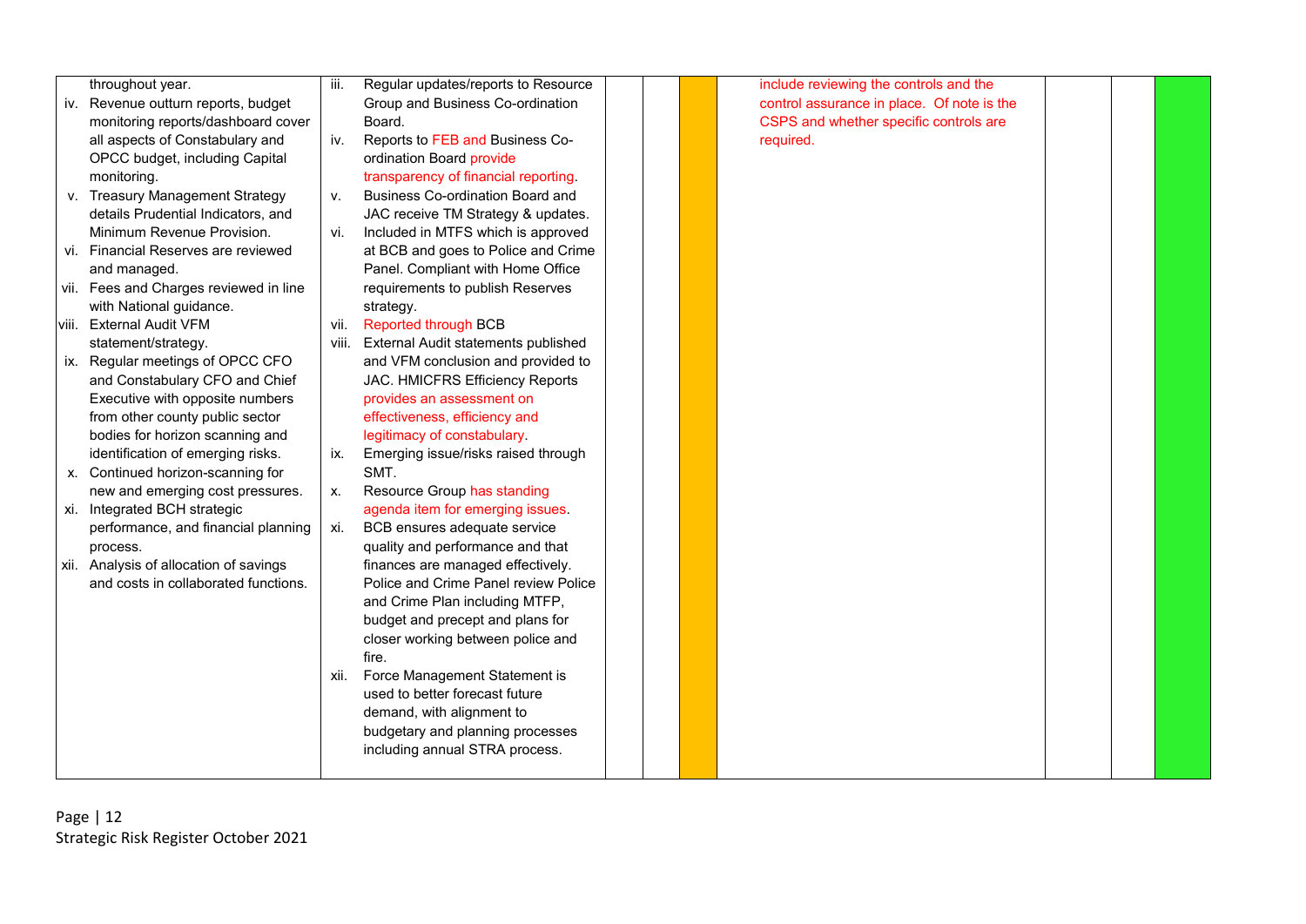| | | | | | | | | |
|---|---|---|---|---|---|---|---|---|
| throughout year.<br>iv. Revenue outturn reports, budget monitoring reports/dashboard cover all aspects of Constabulary and OPCC budget, including Capital monitoring.<br>v. Treasury Management Strategy details Prudential Indicators, and Minimum Revenue Provision.<br>vi. Financial Reserves are reviewed and managed.<br>vii. Fees and Charges reviewed in line with National guidance.<br>viii. External Audit VFM statement/strategy.<br>ix. Regular meetings of OPCC CFO and Constabulary CFO and Chief Executive with opposite numbers from other county public sector bodies for horizon scanning and identification of emerging risks.<br>x. Continued horizon-scanning for new and emerging cost pressures.<br>xi. Integrated BCH strategic performance, and financial planning process.<br>xii. Analysis of allocation of savings and costs in collaborated functions. | iii. Regular updates/reports to Resource Group and Business Co-ordination Board.<br>iv. Reports to FEB and Business Co-ordination Board provide transparency of financial reporting.<br>v. Business Co-ordination Board and JAC receive TM Strategy & updates.<br>vi. Included in MTFS which is approved at BCB and goes to Police and Crime Panel. Compliant with Home Office requirements to publish Reserves strategy.<br>vii. Reported through BCB<br>viii. External Audit statements published and VFM conclusion and provided to JAC. HMICFRS Efficiency Reports provides an assessment on effectiveness, efficiency and legitimacy of constabulary.<br>ix. Emerging issue/risks raised through SMT.<br>x. Resource Group has standing agenda item for emerging issues.<br>xi. BCB ensures adequate service quality and performance and that finances are managed effectively. Police and Crime Panel review Police and Crime Plan including MTFP, budget and precept and plans for closer working between police and fire.<br>xii. Force Management Statement is used to better forecast future demand, with alignment to budgetary and planning processes including annual STRA process. | | | | include reviewing the controls and the control assurance in place. Of note is the CSPS and whether specific controls are required. | | | |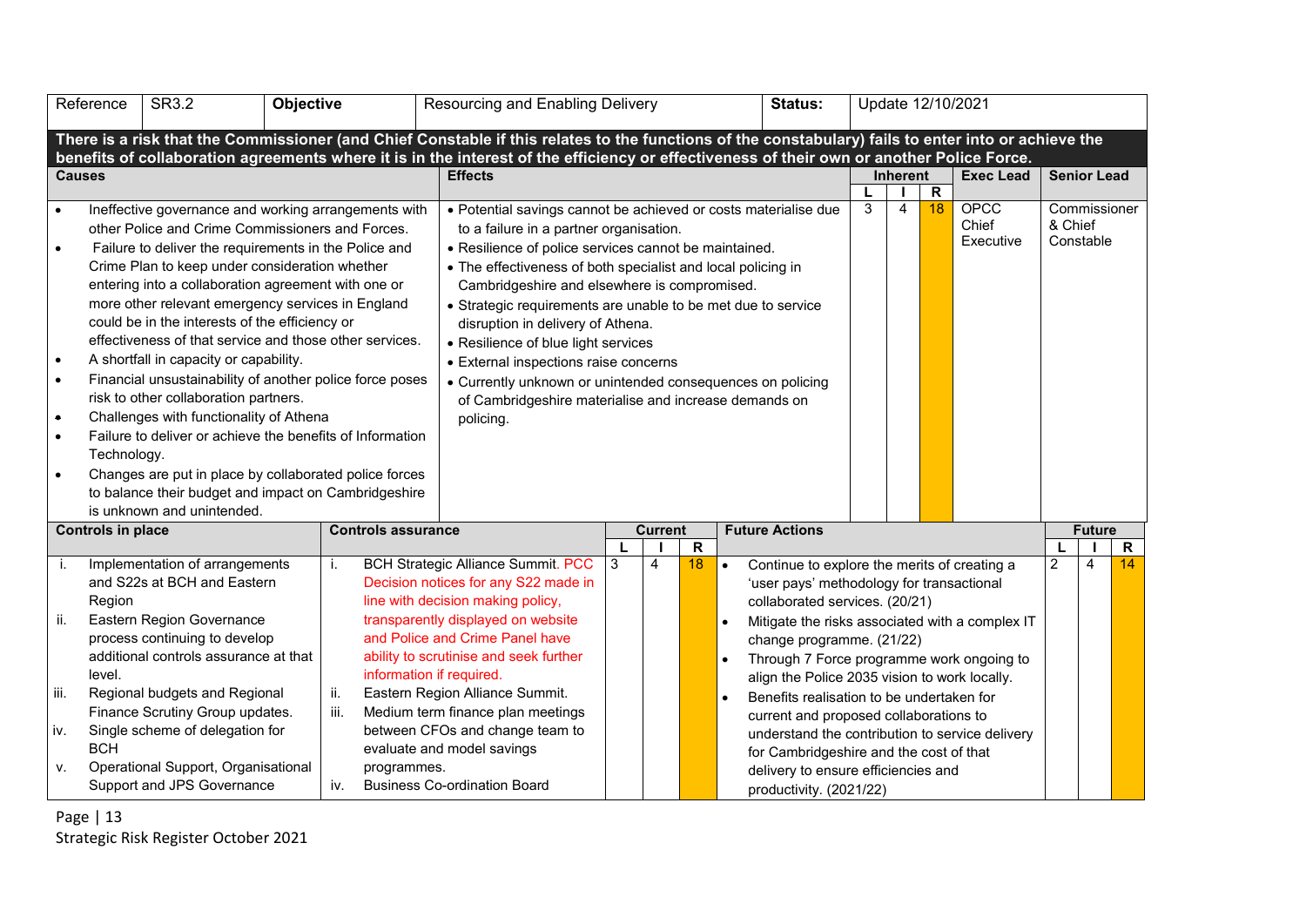| Reference | SR3.2 | Objective | Resourcing and Enabling Delivery | Status: | Update 12/10/2021 |
|---|---|---|---|---|---|

**There is a risk that the Commissioner (and Chief Constable if this relates to the functions of the constabulary) fails to enter into or achieve the benefits of collaboration agreements where it is in the interest of the efficiency or effectiveness of their own or another Police Force.**

| Causes | Effects | Inherent L | Inherent I | Inherent R | Exec Lead | Senior Lead |
|---|---|---|---|---|---|---|
| • Ineffective governance and working arrangements with other Police and Crime Commissioners and Forces.<br>• Failure to deliver the requirements in the Police and Crime Plan to keep under consideration whether entering into a collaboration agreement with one or more other relevant emergency services in England could be in the interests of the efficiency or effectiveness of that service and those other services.<br>• A shortfall in capacity or capability.<br>• Financial unsustainability of another police force poses risk to other collaboration partners.<br>• Challenges with functionality of Athena<br>• Failure to deliver or achieve the benefits of Information Technology.<br>• Changes are put in place by collaborated police forces to balance their budget and impact on Cambridgeshire is unknown and unintended. | • Potential savings cannot be achieved or costs materialise due to a failure in a partner organisation.<br>• Resilience of police services cannot be maintained.<br>• The effectiveness of both specialist and local policing in Cambridgeshire and elsewhere is compromised.<br>• Strategic requirements are unable to be met due to service disruption in delivery of Athena.<br>• Resilience of blue light services<br>• External inspections raise concerns<br>• Currently unknown or unintended consequences on policing of Cambridgeshire materialise and increase demands on policing. | 3 | 4 | 18 | OPCC Chief Executive | Commissioner & Chief Constable |

| Controls in place | Controls assurance | Current L | Current I | Current R | Future Actions | Future L | Future I | Future R |
|---|---|---|---|---|---|---|---|---|
| i. Implementation of arrangements and S22s at BCH and Eastern Region<br>ii. Eastern Region Governance process continuing to develop additional controls assurance at that level.<br>iii. Regional budgets and Regional Finance Scrutiny Group updates.<br>iv. Single scheme of delegation for BCH<br>v. Operational Support, Organisational Support and JPS Governance | i. BCH Strategic Alliance Summit. PCC Decision notices for any S22 made in line with decision making policy, transparently displayed on website and Police and Crime Panel have ability to scrutinise and seek further information if required.<br>ii. Eastern Region Alliance Summit.<br>iii. Medium term finance plan meetings between CFOs and change team to evaluate and model savings programmes.<br>iv. Business Co-ordination Board | 3 | 4 | 18 | • Continue to explore the merits of creating a 'user pays' methodology for transactional collaborated services. (20/21)<br>• Mitigate the risks associated with a complex IT change programme. (21/22)<br>• Through 7 Force programme work ongoing to align the Police 2035 vision to work locally.<br>• Benefits realisation to be undertaken for current and proposed collaborations to understand the contribution to service delivery for Cambridgeshire and the cost of that delivery to ensure efficiencies and productivity. (2021/22) | 2 | 4 | 14 |

Strategic Risk Register October 2021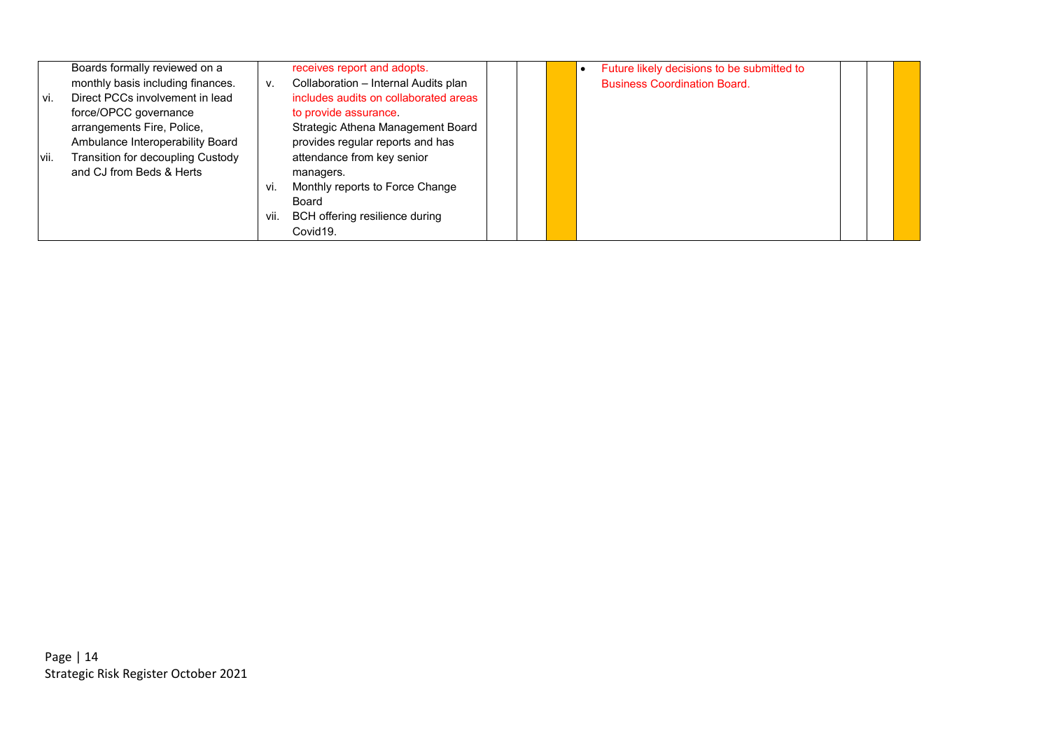| | | | | | | | |
|---|---|---|---|---|---|---|---|
| Boards formally reviewed on a monthly basis including finances.<br>vi. Direct PCCs involvement in lead force/OPCC governance arrangements Fire, Police, Ambulance Interoperability Board<br>vii. Transition for decoupling Custody and CJ from Beds & Herts | receives report and adopts.<br>v. Collaboration – Internal Audits plan includes audits on collaborated areas to provide assurance. Strategic Athena Management Board provides regular reports and has attendance from key senior managers.<br>vi. Monthly reports to Force Change Board<br>vii. BCH offering resilience during Covid19. | | | | • Future likely decisions to be submitted to Business Coordination Board. | | | |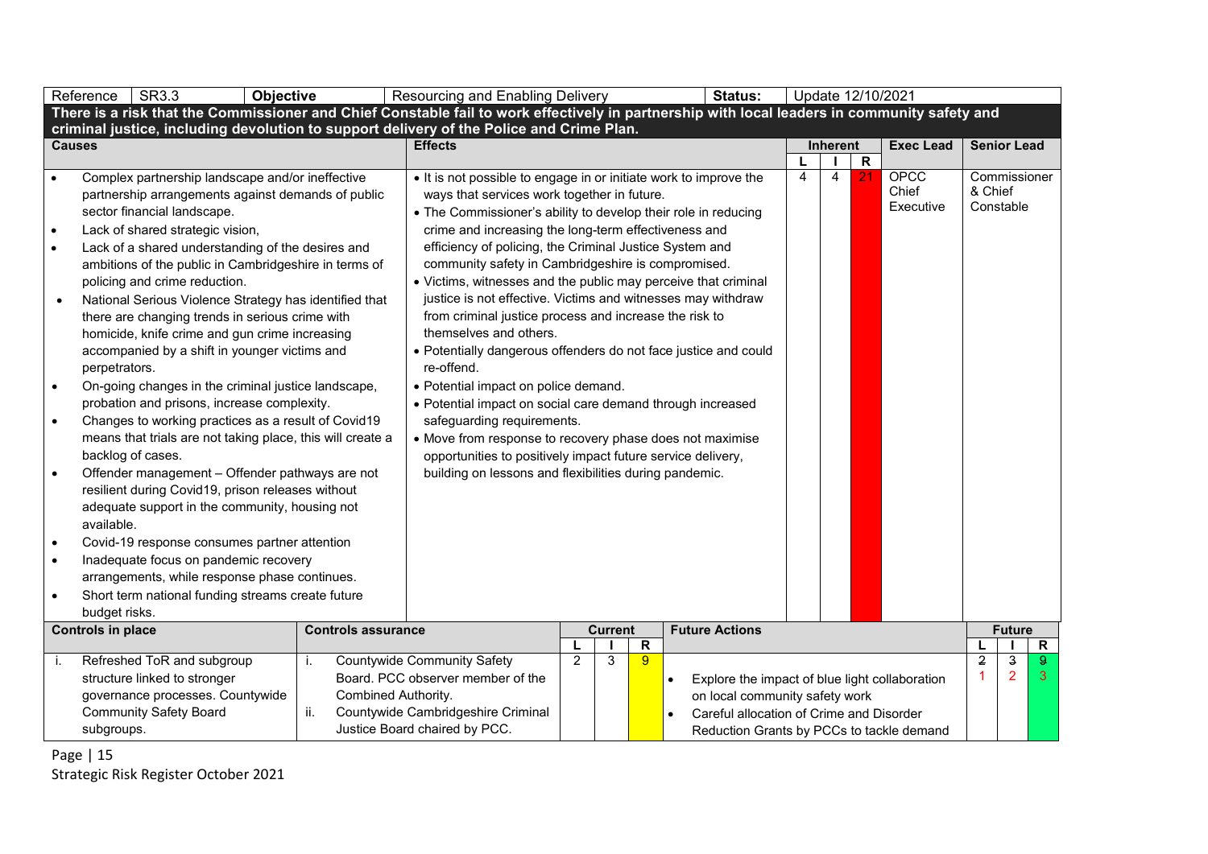| Reference | SR3.3 | Objective | Resourcing and Enabling Delivery | Status: | Update 12/10/2021 |
|---|---|---|---|---|---|

**There is a risk that the Commissioner and Chief Constable fail to work effectively in partnership with local leaders in community safety and criminal justice, including devolution to support delivery of the Police and Crime Plan.**

| Causes | Effects | Inherent L | Inherent I | Inherent R | Exec Lead | Senior Lead |
|---|---|---|---|---|---|---|
| • Complex partnership landscape and/or ineffective partnership arrangements against demands of public sector financial landscape.<br>• Lack of shared strategic vision,<br>• Lack of a shared understanding of the desires and ambitions of the public in Cambridgeshire in terms of policing and crime reduction.<br>• National Serious Violence Strategy has identified that there are changing trends in serious crime with homicide, knife crime and gun crime increasing accompanied by a shift in younger victims and perpetrators.<br>• On-going changes in the criminal justice landscape, probation and prisons, increase complexity.<br>• Changes to working practices as a result of Covid19 means that trials are not taking place, this will create a backlog of cases.<br>• Offender management – Offender pathways are not resilient during Covid19, prison releases without adequate support in the community, housing not available.<br>• Covid-19 response consumes partner attention<br>• Inadequate focus on pandemic recovery arrangements, while response phase continues.<br>• Short term national funding streams create future budget risks. | • It is not possible to engage in or initiate work to improve the ways that services work together in future.<br>• The Commissioner's ability to develop their role in reducing crime and increasing the long-term effectiveness and efficiency of policing, the Criminal Justice System and community safety in Cambridgeshire is compromised.<br>• Victims, witnesses and the public may perceive that criminal justice is not effective. Victims and witnesses may withdraw from criminal justice process and increase the risk to themselves and others.<br>• Potentially dangerous offenders do not face justice and could re-offend.<br>• Potential impact on police demand.<br>• Potential impact on social care demand through increased safeguarding requirements.<br>• Move from response to recovery phase does not maximise opportunities to positively impact future service delivery, building on lessons and flexibilities during pandemic. | 4 | 4 | 21 | OPCC Chief Executive | Commissioner & Chief Constable |

| Controls in place | Controls assurance | Current L | Current I | Current R | Future Actions | Future L | Future I | Future R |
|---|---|---|---|---|---|---|---|---|
| i. Refreshed ToR and subgroup structure linked to stronger governance processes. Countywide Community Safety Board subgroups. | i. Countywide Community Safety Board. PCC observer member of the Combined Authority.<br>ii. Countywide Cambridgeshire Criminal Justice Board chaired by PCC. | 2 | 3 | 9 | • Explore the impact of blue light collaboration on local community safety work<br>• Careful allocation of Crime and Disorder Reduction Grants by PCCs to tackle demand | ~~2~~ 1 | ~~3~~ 2 | ~~9~~ 3 |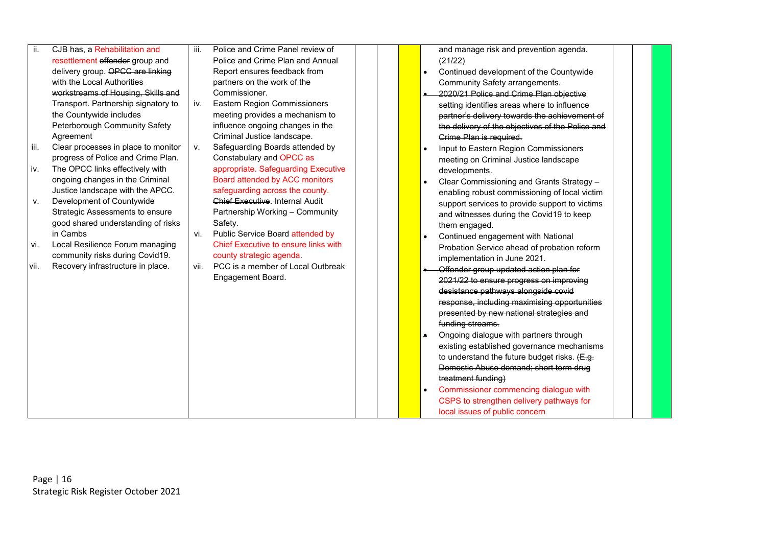| | | | | | | | | |
|---|---|---|---|---|---|---|---|---|
| ii. CJB has, a Rehabilitation and resettlement ~~offender~~ group and delivery group. ~~OPCC are linking with the Local Authorities workstreams of Housing, Skills and Transport~~. Partnership signatory to the Countywide includes Peterborough Community Safety Agreement<br>iii. Clear processes in place to monitor progress of Police and Crime Plan.<br>iv. The OPCC links effectively with ongoing changes in the Criminal Justice landscape with the APCC.<br>v. Development of Countywide Strategic Assessments to ensure good shared understanding of risks in Cambs<br>vi. Local Resilience Forum managing community risks during Covid19.<br>vii. Recovery infrastructure in place. | iii. Police and Crime Panel review of Police and Crime Plan and Annual Report ensures feedback from partners on the work of the Commissioner.<br>iv. Eastern Region Commissioners meeting provides a mechanism to influence ongoing changes in the Criminal Justice landscape.<br>v. Safeguarding Boards attended by Constabulary and OPCC as appropriate. Safeguarding Executive Board attended by ACC monitors safeguarding across the county. ~~Chief Executive~~. Internal Audit Partnership Working – Community Safety.<br>vi. Public Service Board attended by Chief Executive to ensure links with county strategic agenda.<br>vii. PCC is a member of Local Outbreak Engagement Board. | | | | and manage risk and prevention agenda. (21/22)<br>• Continued development of the Countywide Community Safety arrangements.<br>• ~~2020/21 Police and Crime Plan objective setting identifies areas where to influence partner's delivery towards the achievement of the delivery of the objectives of the Police and Crime Plan is required.~~<br>• Input to Eastern Region Commissioners meeting on Criminal Justice landscape developments.<br>• Clear Commissioning and Grants Strategy – enabling robust commissioning of local victim support services to provide support to victims and witnesses during the Covid19 to keep them engaged.<br>• Continued engagement with National Probation Service ahead of probation reform implementation in June 2021.<br>• ~~Offender group updated action plan for 2021/22 to ensure progress on improving desistance pathways alongside covid response, including maximising opportunities presented by new national strategies and funding streams.~~<br>• Ongoing dialogue with partners through existing established governance mechanisms to understand the future budget risks. ~~(E.g. Domestic Abuse demand; short term drug treatment funding)~~<br>• Commissioner commencing dialogue with CSPS to strengthen delivery pathways for local issues of public concern | | | |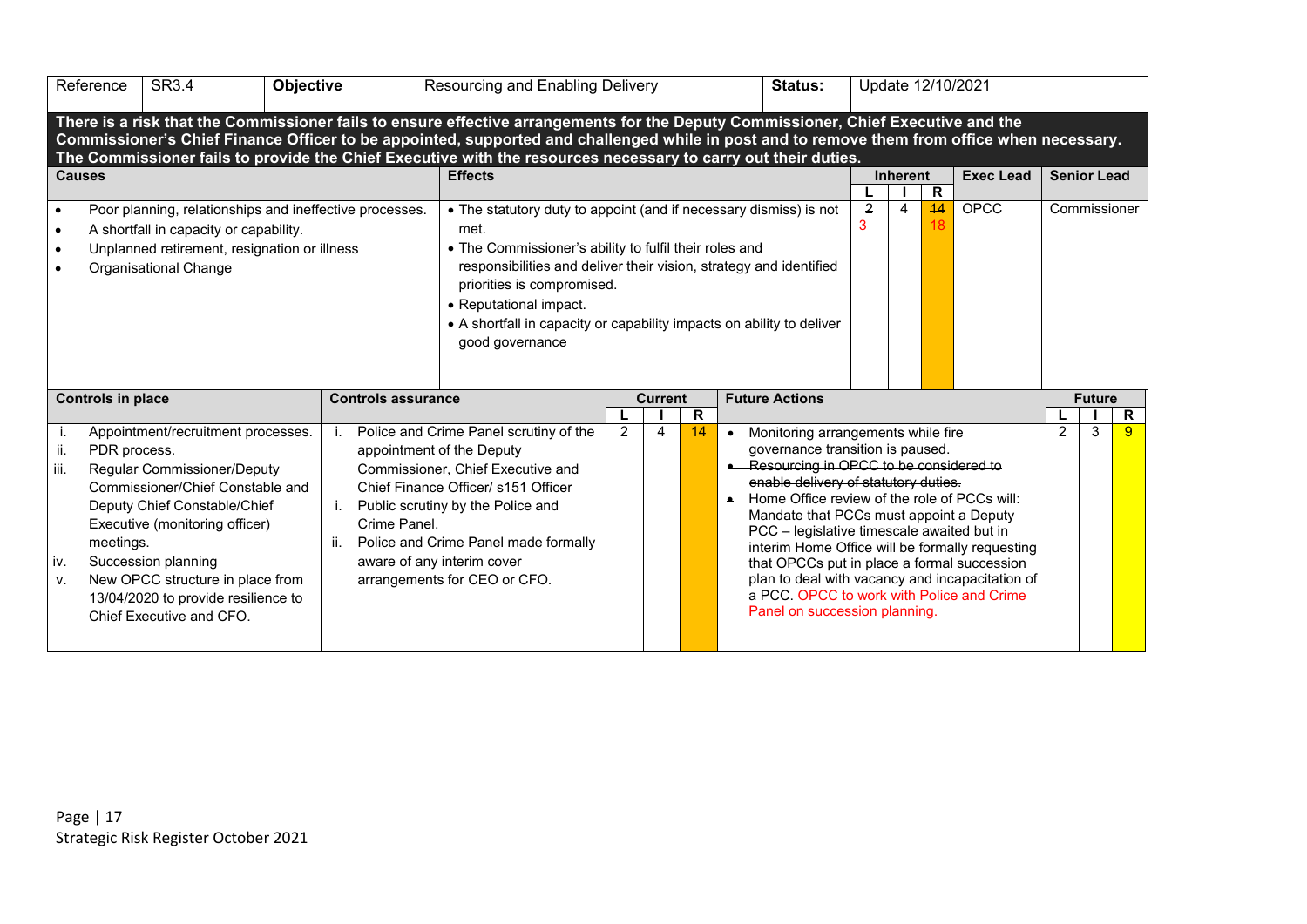| Reference | SR3.4 | Objective | Resourcing and Enabling Delivery | Status: | Update 12/10/2021 |
|---|---|---|---|---|---|

**There is a risk that the Commissioner fails to ensure effective arrangements for the Deputy Commissioner, Chief Executive and the Commissioner's Chief Finance Officer to be appointed, supported and challenged while in post and to remove them from office when necessary. The Commissioner fails to provide the Chief Executive with the resources necessary to carry out their duties.**

| Causes | Effects | Inherent L | Inherent I | Inherent R | Exec Lead | Senior Lead |
|---|---|---|---|---|---|---|
| • Poor planning, relationships and ineffective processes.<br>• A shortfall in capacity or capability.<br>• Unplanned retirement, resignation or illness<br>• Organisational Change | • The statutory duty to appoint (and if necessary dismiss) is not met.<br>• The Commissioner's ability to fulfil their roles and responsibilities and deliver their vision, strategy and identified priorities is compromised.<br>• Reputational impact.<br>• A shortfall in capacity or capability impacts on ability to deliver good governance | ~~2~~ 3 | 4 | ~~14~~ 18 | OPCC | Commissioner |

| Controls in place | Controls assurance | Current L | Current I | Current R | Future Actions | Future L | Future I | Future R |
|---|---|---|---|---|---|---|---|---|
| i. Appointment/recruitment processes.<br>ii. PDR process.<br>iii. Regular Commissioner/Deputy Commissioner/Chief Constable and Deputy Chief Constable/Chief Executive (monitoring officer) meetings.<br>iv. Succession planning<br>v. New OPCC structure in place from 13/04/2020 to provide resilience to Chief Executive and CFO. | i. Police and Crime Panel scrutiny of the appointment of the Deputy Commissioner, Chief Executive and Chief Finance Officer/ s151 Officer<br>i. Public scrutiny by the Police and Crime Panel.<br>ii. Police and Crime Panel made formally aware of any interim cover arrangements for CEO or CFO. | 2 | 4 | 14 | • Monitoring arrangements while fire governance transition is paused.<br>• ~~Resourcing in OPCC to be considered to enable delivery of statutory duties.~~<br>• Home Office review of the role of PCCs will: Mandate that PCCs must appoint a Deputy PCC – legislative timescale awaited but in interim Home Office will be formally requesting that OPCCs put in place a formal succession plan to deal with vacancy and incapacitation of a PCC. OPCC to work with Police and Crime Panel on succession planning. | 2 | 3 | 9 |

Strategic Risk Register October 2021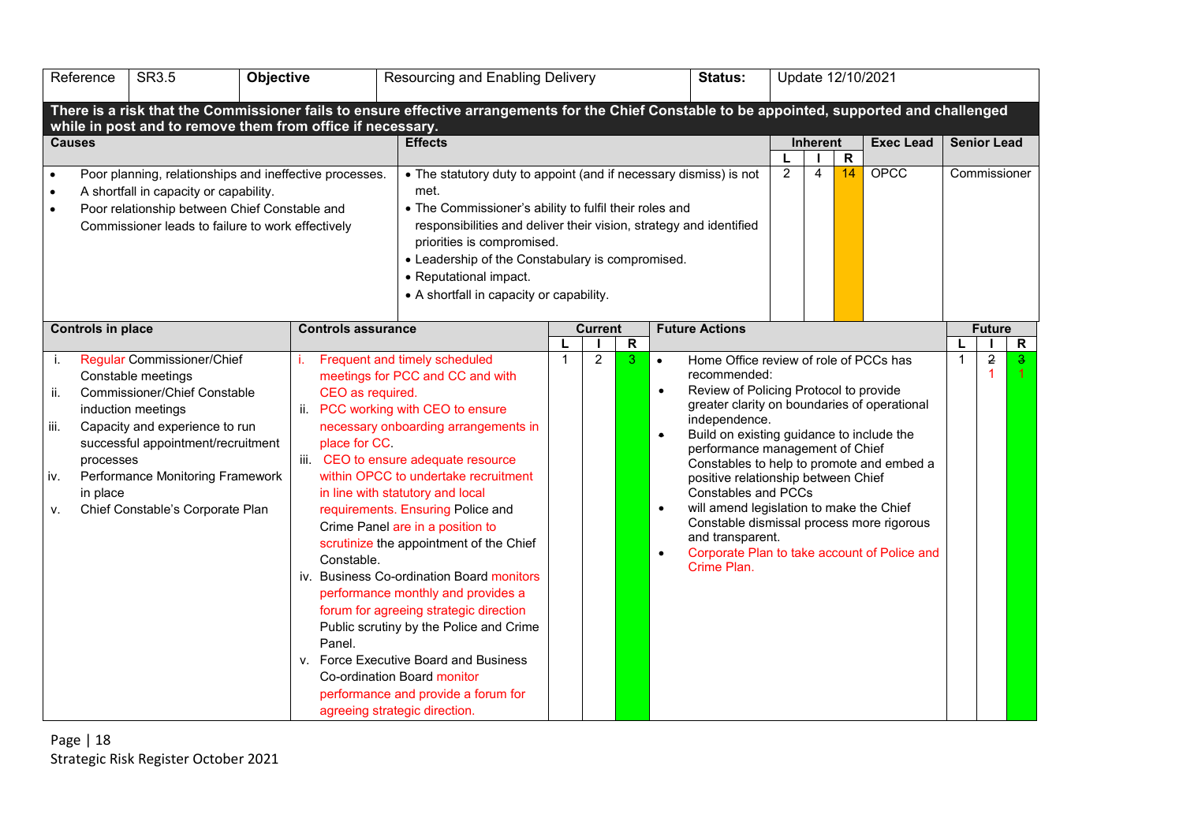| Reference | SR3.5 | Objective | Resourcing and Enabling Delivery | Status: | Update 12/10/2021 |
|---|---|---|---|---|---|

**There is a risk that the Commissioner fails to ensure effective arrangements for the Chief Constable to be appointed, supported and challenged while in post and to remove them from office if necessary.**

| Causes | Effects | Inherent L | Inherent I | Inherent R | Exec Lead | Senior Lead |
|---|---|---|---|---|---|---|
| • Poor planning, relationships and ineffective processes.<br>• A shortfall in capacity or capability.<br>• Poor relationship between Chief Constable and Commissioner leads to failure to work effectively | • The statutory duty to appoint (and if necessary dismiss) is not met.<br>• The Commissioner's ability to fulfil their roles and responsibilities and deliver their vision, strategy and identified priorities is compromised.<br>• Leadership of the Constabulary is compromised.<br>• Reputational impact.<br>• A shortfall in capacity or capability. | 2 | 4 | 14 | OPCC | Commissioner |

| Controls in place | Controls assurance | Current L | Current I | Current R | Future Actions | Future L | Future I | Future R |
|---|---|---|---|---|---|---|---|---|
| i. Regular Commissioner/Chief Constable meetings<br>ii. Commissioner/Chief Constable induction meetings<br>iii. Capacity and experience to run successful appointment/recruitment processes<br>iv. Performance Monitoring Framework in place<br>v. Chief Constable's Corporate Plan | i. Frequent and timely scheduled meetings for PCC and CC and with CEO as required.<br>ii. PCC working with CEO to ensure necessary onboarding arrangements in place for CC.<br>iii. CEO to ensure adequate resource within OPCC to undertake recruitment in line with statutory and local requirements. Ensuring Police and Crime Panel are in a position to scrutinize the appointment of the Chief Constable.<br>iv. Business Co-ordination Board monitors performance monthly and provides a forum for agreeing strategic direction Public scrutiny by the Police and Crime Panel.<br>v. Force Executive Board and Business Co-ordination Board monitor performance and provide a forum for agreeing strategic direction. | 1 | 2 | 3 | • Home Office review of role of PCCs has recommended:<br>• Review of Policing Protocol to provide greater clarity on boundaries of operational independence.<br>• Build on existing guidance to include the performance management of Chief Constables to help to promote and embed a positive relationship between Chief Constables and PCCs<br>• will amend legislation to make the Chief Constable dismissal process more rigorous and transparent.<br>• Corporate Plan to take account of Police and Crime Plan. | 1 | ~~2~~ 1 | ~~3~~ 1 |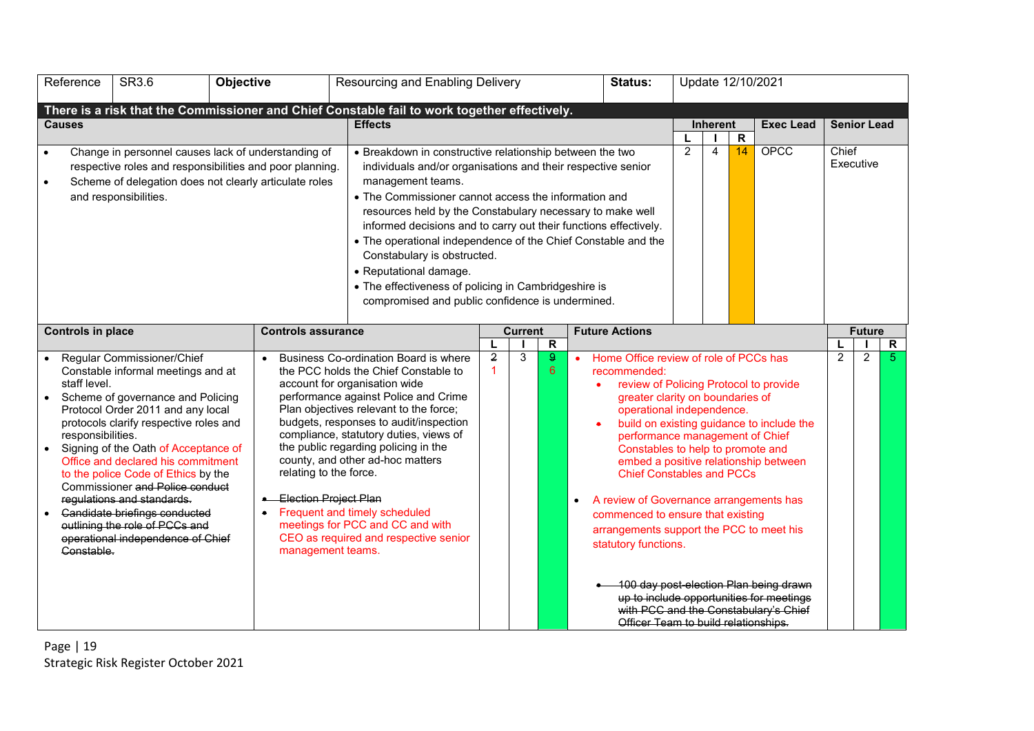| Reference | SR3.6 | Objective | Resourcing and Enabling Delivery | Status: | Update 12/10/2021 |
|---|---|---|---|---|---|

**There is a risk that the Commissioner and Chief Constable fail to work together effectively.**

| Causes | Effects | Inherent L | Inherent I | Inherent R | Exec Lead | Senior Lead |
|---|---|---|---|---|---|---|
| • Change in personnel causes lack of understanding of respective roles and responsibilities and poor planning.<br>• Scheme of delegation does not clearly articulate roles and responsibilities. | • Breakdown in constructive relationship between the two individuals and/or organisations and their respective senior management teams.<br>• The Commissioner cannot access the information and resources held by the Constabulary necessary to make well informed decisions and to carry out their functions effectively.<br>• The operational independence of the Chief Constable and the Constabulary is obstructed.<br>• Reputational damage.<br>• The effectiveness of policing in Cambridgeshire is compromised and public confidence is undermined. | 2 | 4 | 14 | OPCC | Chief Executive |

| Controls in place | Controls assurance | Current L | Current I | Current R | Future Actions | Future L | Future I | Future R |
|---|---|---|---|---|---|---|---|---|
| • Regular Commissioner/Chief Constable informal meetings and at staff level.<br>• Scheme of governance and Policing Protocol Order 2011 and any local protocols clarify respective roles and responsibilities.<br>• Signing of the Oath of Acceptance of Office and declared his commitment to the police Code of Ethics by the Commissioner ~~and Police conduct regulations and standards.~~<br>• ~~Candidate briefings conducted outlining the role of PCCs and operational independence of Chief Constable.~~ | • Business Co-ordination Board is where the PCC holds the Chief Constable to account for organisation wide performance against Police and Crime Plan objectives relevant to the force; budgets, responses to audit/inspection compliance, statutory duties, views of the public regarding policing in the county, and other ad-hoc matters relating to the force.<br>• ~~Election Project Plan~~<br>• Frequent and timely scheduled meetings for PCC and CC and with CEO as required and respective senior management teams. | ~~2~~ 1 | 3 | ~~9~~ 6 | • Home Office review of role of PCCs has recommended:<br>  • review of Policing Protocol to provide greater clarity on boundaries of operational independence.<br>  • build on existing guidance to include the performance management of Chief Constables to help to promote and embed a positive relationship between Chief Constables and PCCs<br>• A review of Governance arrangements has commenced to ensure that existing arrangements support the PCC to meet his statutory functions.<br>• ~~100 day post-election Plan being drawn up to include opportunities for meetings with PCC and the Constabulary's Chief Officer Team to build relationships.~~ | 2 | 2 | 5 |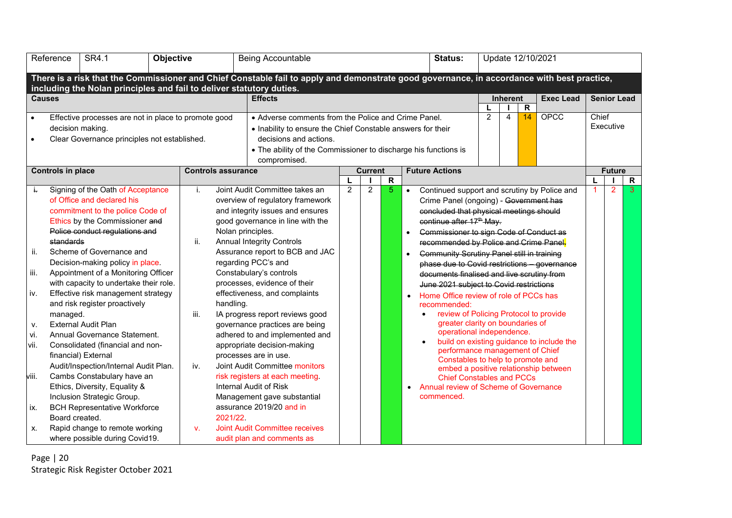| Reference | SR4.1 | Objective | Being Accountable | Status: | Update 12/10/2021 |
|---|---|---|---|---|---|

**There is a risk that the Commissioner and Chief Constable fail to apply and demonstrate good governance, in accordance with best practice, including the Nolan principles and fail to deliver statutory duties.**

| Causes | Effects | Inherent L | Inherent I | Inherent R | Exec Lead | Senior Lead |
|---|---|---|---|---|---|---|
| • Effective processes are not in place to promote good decision making.<br>• Clear Governance principles not established. | • Adverse comments from the Police and Crime Panel.<br>• Inability to ensure the Chief Constable answers for their decisions and actions.<br>• The ability of the Commissioner to discharge his functions is compromised. | 2 | 4 | 14 | OPCC | Chief Executive |

| Controls in place | Controls assurance | Current L | Current I | Current R | Future Actions | Future L | Future I | Future R |
|---|---|---|---|---|---|---|---|---|
| ~~i.~~ Signing of the Oath of Acceptance of Office and declared his commitment to the police Code of Ethics by the Commissioner ~~and Police conduct regulations and standards~~<br>ii. Scheme of Governance and Decision-making policy in place.<br>iii. Appointment of a Monitoring Officer with capacity to undertake their role.<br>iv. Effective risk management strategy and risk register proactively managed.<br>v. External Audit Plan<br>vi. Annual Governance Statement.<br>vii. Consolidated (financial and non-financial) External Audit/Inspection/Internal Audit Plan.<br>viii. Cambs Constabulary have an Ethics, Diversity, Equality & Inclusion Strategic Group.<br>ix. BCH Representative Workforce Board created.<br>x. Rapid change to remote working where possible during Covid19. | i. Joint Audit Committee takes an overview of regulatory framework and integrity issues and ensures good governance in line with the Nolan principles.<br>ii. Annual Integrity Controls Assurance report to BCB and JAC regarding PCC's and Constabulary's controls processes, evidence of their effectiveness, and complaints handling.<br>iii. IA progress report reviews good governance practices are being adhered to and implemented and appropriate decision-making processes are in use.<br>iv. Joint Audit Committee monitors risk registers at each meeting. Internal Audit of Risk Management gave substantial assurance 2019/20 and in 2021/22.<br>v. Joint Audit Committee receives audit plan and comments as | 2 | 2 | 5 | • Continued support and scrutiny by Police and Crime Panel (ongoing) - ~~Government has concluded that physical meetings should continue after 17th May.~~<br>• ~~Commissioner to sign Code of Conduct as recommended by Police and Crime Panel.~~<br>• ~~Community Scrutiny Panel still in training phase due to Covid restrictions – governance documents finalised and live scrutiny from June 2021 subject to Covid restrictions~~<br>• Home Office review of role of PCCs has recommended:<br>  • review of Policing Protocol to provide greater clarity on boundaries of operational independence.<br>  • build on existing guidance to include the performance management of Chief Constables to help to promote and embed a positive relationship between Chief Constables and PCCs<br>• Annual review of Scheme of Governance commenced. | 1 | 2 | 3 |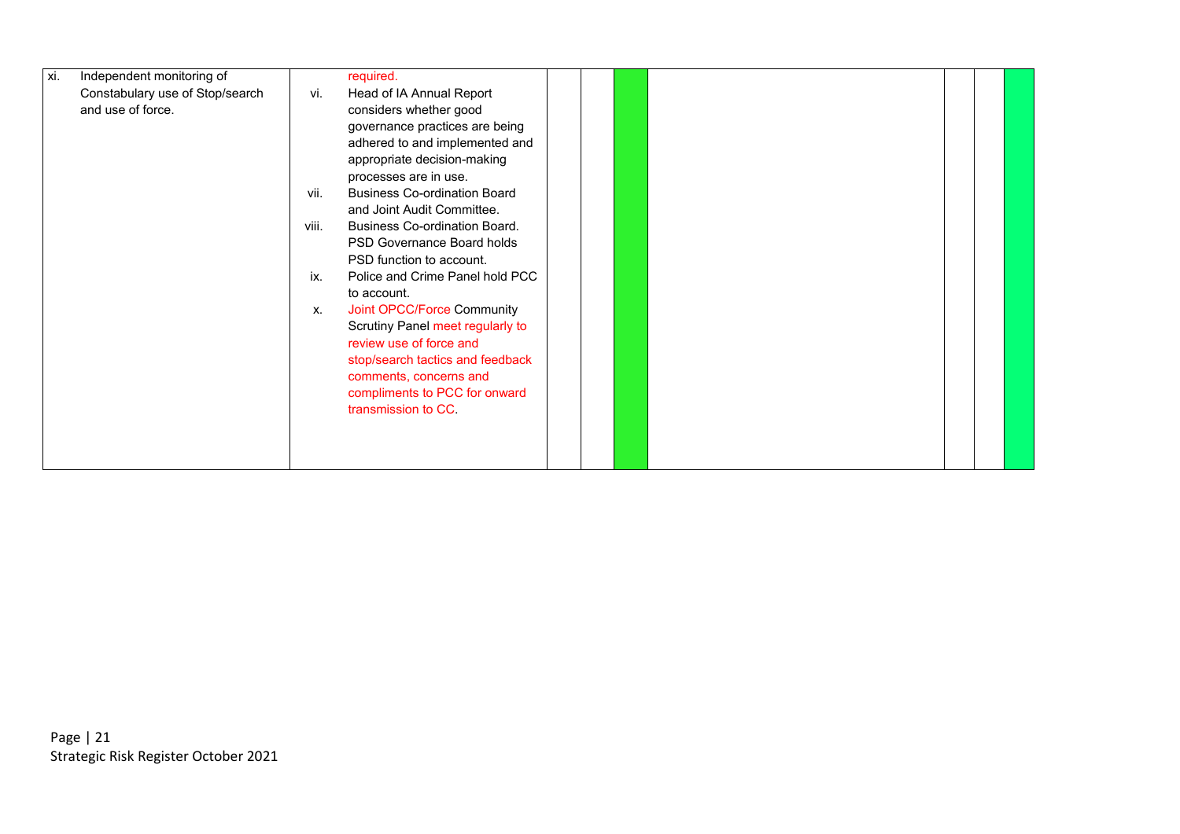| | | | | | | | | |
|---|---|---|---|---|---|---|---|---|
| xi. Independent monitoring of Constabulary use of Stop/search and use of force. | required.<br>vi. Head of IA Annual Report considers whether good governance practices are being adhered to and implemented and appropriate decision-making processes are in use.<br>vii. Business Co-ordination Board and Joint Audit Committee.<br>viii. Business Co-ordination Board. PSD Governance Board holds PSD function to account.<br>ix. Police and Crime Panel hold PCC to account.<br>x. Joint OPCC/Force Community Scrutiny Panel meet regularly to review use of force and stop/search tactics and feedback comments, concerns and compliments to PCC for onward transmission to CC. | | | | | | | |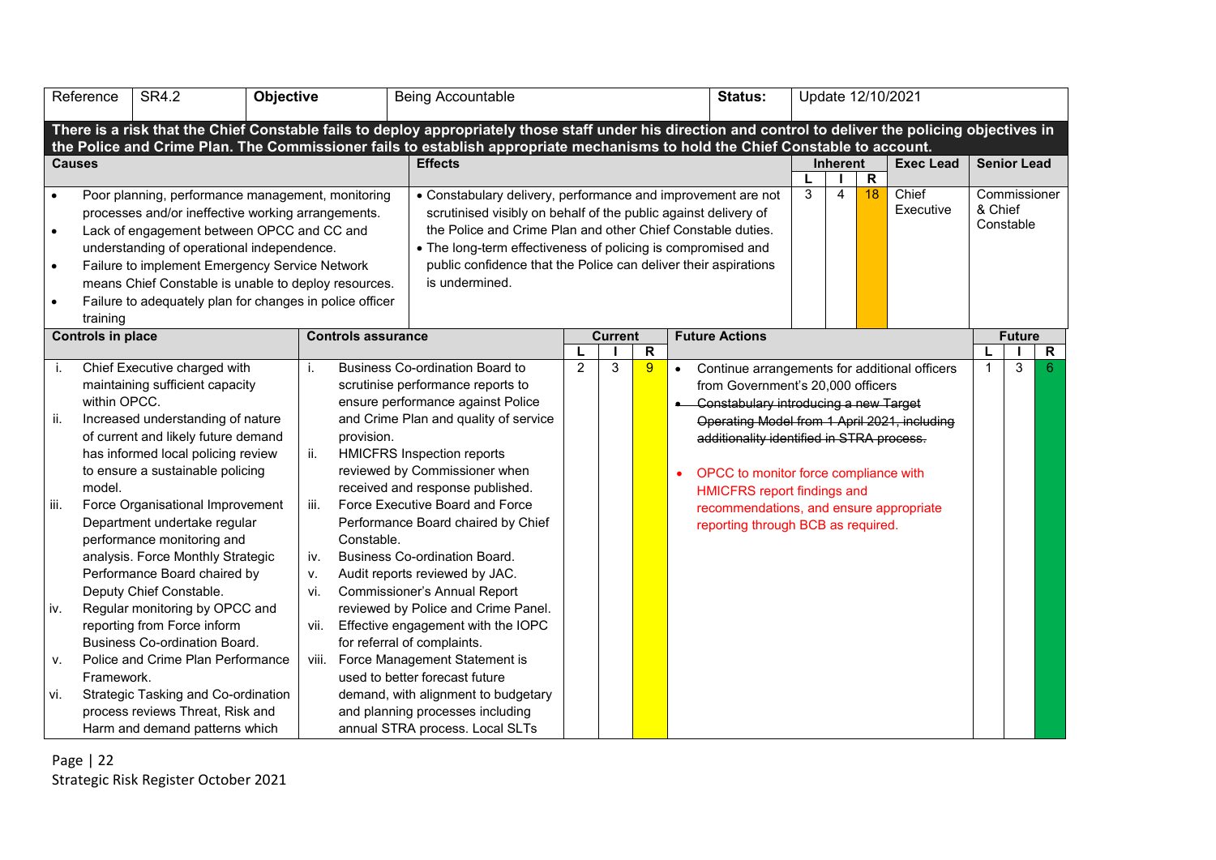| Reference | SR4.2 | Objective | Being Accountable | Status: | Update 12/10/2021 |
|---|---|---|---|---|---|

**There is a risk that the Chief Constable fails to deploy appropriately those staff under his direction and control to deliver the policing objectives in the Police and Crime Plan. The Commissioner fails to establish appropriate mechanisms to hold the Chief Constable to account.**

| Causes | Effects | Inherent L | Inherent I | Inherent R | Exec Lead | Senior Lead |
|---|---|---|---|---|---|---|
| • Poor planning, performance management, monitoring processes and/or ineffective working arrangements.<br>• Lack of engagement between OPCC and CC and understanding of operational independence.<br>• Failure to implement Emergency Service Network means Chief Constable is unable to deploy resources.<br>• Failure to adequately plan for changes in police officer training | • Constabulary delivery, performance and improvement are not scrutinised visibly on behalf of the public against delivery of the Police and Crime Plan and other Chief Constable duties.<br>• The long-term effectiveness of policing is compromised and public confidence that the Police can deliver their aspirations is undermined. | 3 | 4 | 18 | Chief Executive | Commissioner & Chief Constable |

| Controls in place | Controls assurance | Current L | Current I | Current R | Future Actions | Future L | Future I | Future R |
|---|---|---|---|---|---|---|---|---|
| i. Chief Executive charged with maintaining sufficient capacity within OPCC.<br>ii. Increased understanding of nature of current and likely future demand has informed local policing review to ensure a sustainable policing model.<br>iii. Force Organisational Improvement Department undertake regular performance monitoring and analysis. Force Monthly Strategic Performance Board chaired by Deputy Chief Constable.<br>iv. Regular monitoring by OPCC and reporting from Force inform Business Co-ordination Board.<br>v. Police and Crime Plan Performance Framework.<br>vi. Strategic Tasking and Co-ordination process reviews Threat, Risk and Harm and demand patterns which | i. Business Co-ordination Board to scrutinise performance reports to ensure performance against Police and Crime Plan and quality of service provision.<br>ii. HMICFRS Inspection reports reviewed by Commissioner when received and response published.<br>iii. Force Executive Board and Force Performance Board chaired by Chief Constable.<br>iv. Business Co-ordination Board.<br>v. Audit reports reviewed by JAC.<br>vi. Commissioner's Annual Report reviewed by Police and Crime Panel.<br>vii. Effective engagement with the IOPC for referral of complaints.<br>viii. Force Management Statement is used to better forecast future demand, with alignment to budgetary and planning processes including annual STRA process. Local SLTs | 2 | 3 | 9 | • Continue arrangements for additional officers from Government's 20,000 officers<br>• ~~Constabulary introducing a new Target Operating Model from 1 April 2021, including additionality identified in STRA process.~~<br><br>• OPCC to monitor force compliance with HMICFRS report findings and recommendations, and ensure appropriate reporting through BCB as required. | 1 | 3 | 6 |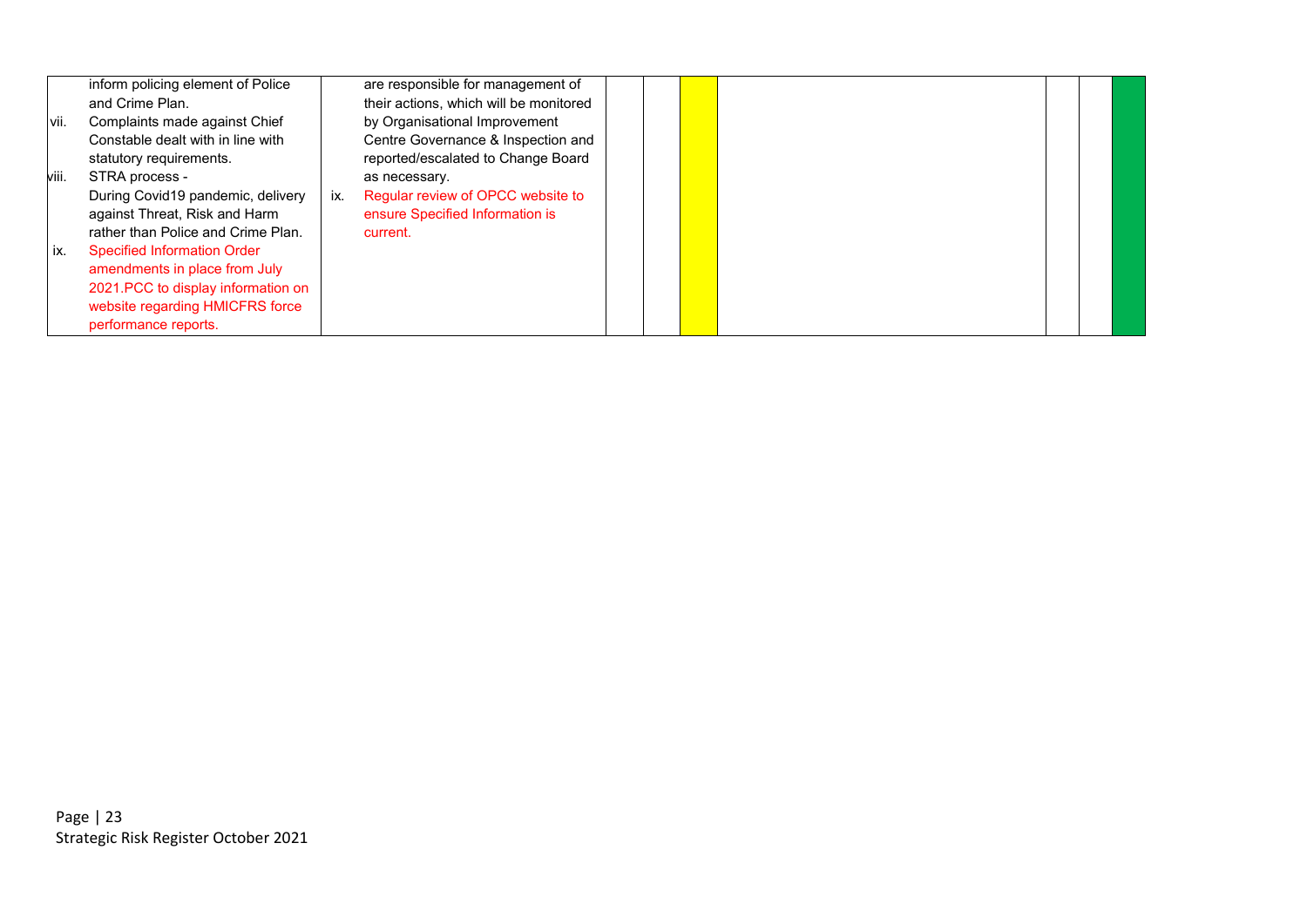| | | | | | | | | |
|---|---|---|---|---|---|---|---|---|
| inform policing element of Police and Crime Plan.<br>vii. Complaints made against Chief Constable dealt with in line with statutory requirements.<br>viii. STRA process - During Covid19 pandemic, delivery against Threat, Risk and Harm rather than Police and Crime Plan.<br>ix. Specified Information Order amendments in place from July 2021.PCC to display information on website regarding HMICFRS force performance reports. | are responsible for management of their actions, which will be monitored by Organisational Improvement Centre Governance & Inspection and reported/escalated to Change Board as necessary.<br>ix. Regular review of OPCC website to ensure Specified Information is current. | | | | | | | |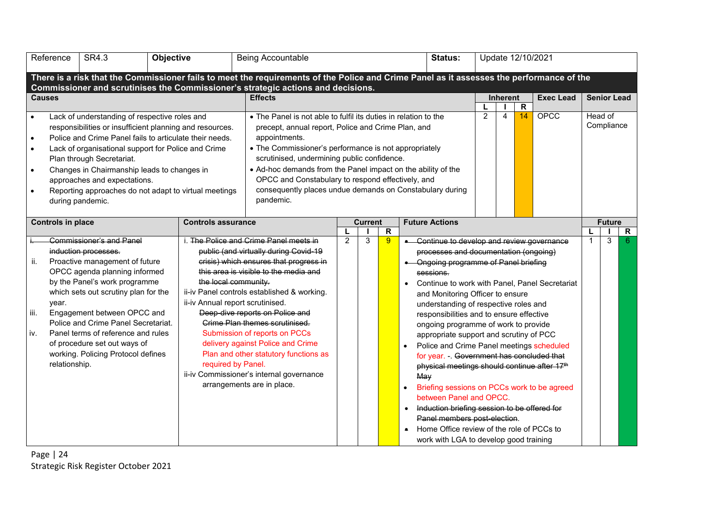| Reference | SR4.3 | Objective | Being Accountable | Status: | Update 12/10/2021 |
|---|---|---|---|---|---|

**There is a risk that the Commissioner fails to meet the requirements of the Police and Crime Panel as it assesses the performance of the Commissioner and scrutinises the Commissioner's strategic actions and decisions.**

| Causes | Effects | Inherent L | Inherent I | Inherent R | Exec Lead | Senior Lead |
|---|---|---|---|---|---|---|
| • Lack of understanding of respective roles and responsibilities or insufficient planning and resources.<br>• Police and Crime Panel fails to articulate their needs.<br>• Lack of organisational support for Police and Crime Plan through Secretariat.<br>• Changes in Chairmanship leads to changes in approaches and expectations.<br>• Reporting approaches do not adapt to virtual meetings during pandemic. | • The Panel is not able to fulfil its duties in relation to the precept, annual report, Police and Crime Plan, and appointments.<br>• The Commissioner's performance is not appropriately scrutinised, undermining public confidence.<br>• Ad-hoc demands from the Panel impact on the ability of the OPCC and Constabulary to respond effectively, and consequently places undue demands on Constabulary during pandemic. | 2 | 4 | 14 | OPCC | Head of Compliance |

| Controls in place | Controls assurance | Current L | Current I | Current R | Future Actions | Future L | Future I | Future R |
|---|---|---|---|---|---|---|---|---|
| i. ~~Commissioner's and Panel induction processes.~~<br>ii. Proactive management of future OPCC agenda planning informed by the Panel's work programme which sets out scrutiny plan for the year.<br>iii. Engagement between OPCC and Police and Crime Panel Secretariat.<br>iv. Panel terms of reference and rules of procedure set out ways of working. Policing Protocol defines relationship. | i. ~~The Police and Crime Panel meets in public (and virtually during Covid-19 crisis) which ensures that progress in this area is visible to the media and the local community.~~<br>ii-iv Panel controls established & working.<br>ii-iv Annual report scrutinised.<br>~~Deep-dive reports on Police and Crime Plan themes scrutinised.~~<br>Submission of reports on PCCs delivery against Police and Crime Plan and other statutory functions as required by Panel.<br>ii-iv Commissioner's internal governance arrangements are in place. | 2 | 3 | 9 | • ~~Continue to develop and review governance processes and documentation (ongoing)~~<br>• ~~Ongoing programme of Panel briefing sessions.~~<br>• Continue to work with Panel, Panel Secretariat and Monitoring Officer to ensure understanding of respective roles and responsibilities and to ensure effective ongoing programme of work to provide appropriate support and scrutiny of PCC<br>• Police and Crime Panel meetings scheduled for year. -. ~~Government has concluded that physical meetings should continue after 17th May~~<br>• Briefing sessions on PCCs work to be agreed between Panel and OPCC.<br>• ~~Induction briefing session to be offered for Panel members post-election.~~<br>• Home Office review of the role of PCCs to work with LGA to develop good training | 1 | 3 | 6 |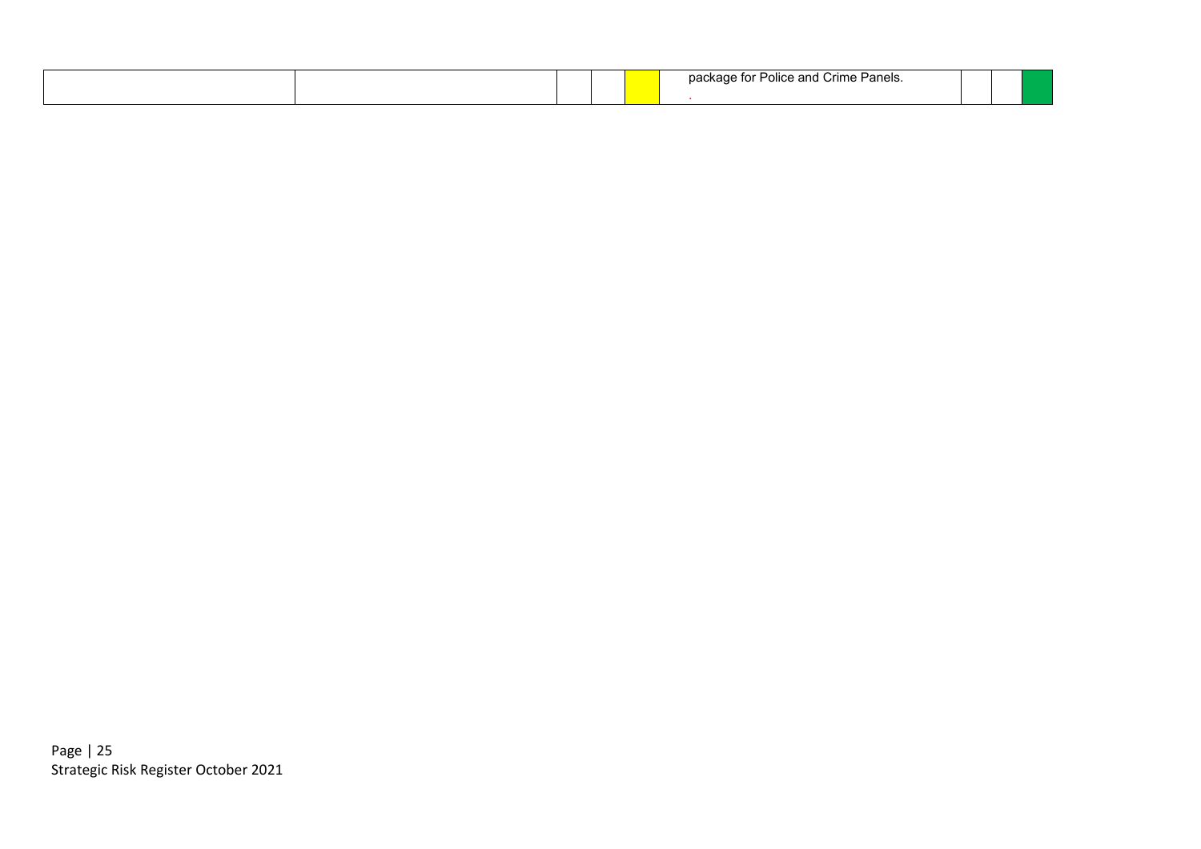| | | | | | | | | |
|---|---|---|---|---|---|---|---|---|
| | | | | | package for Police and Crime Panels.<br>. | | | |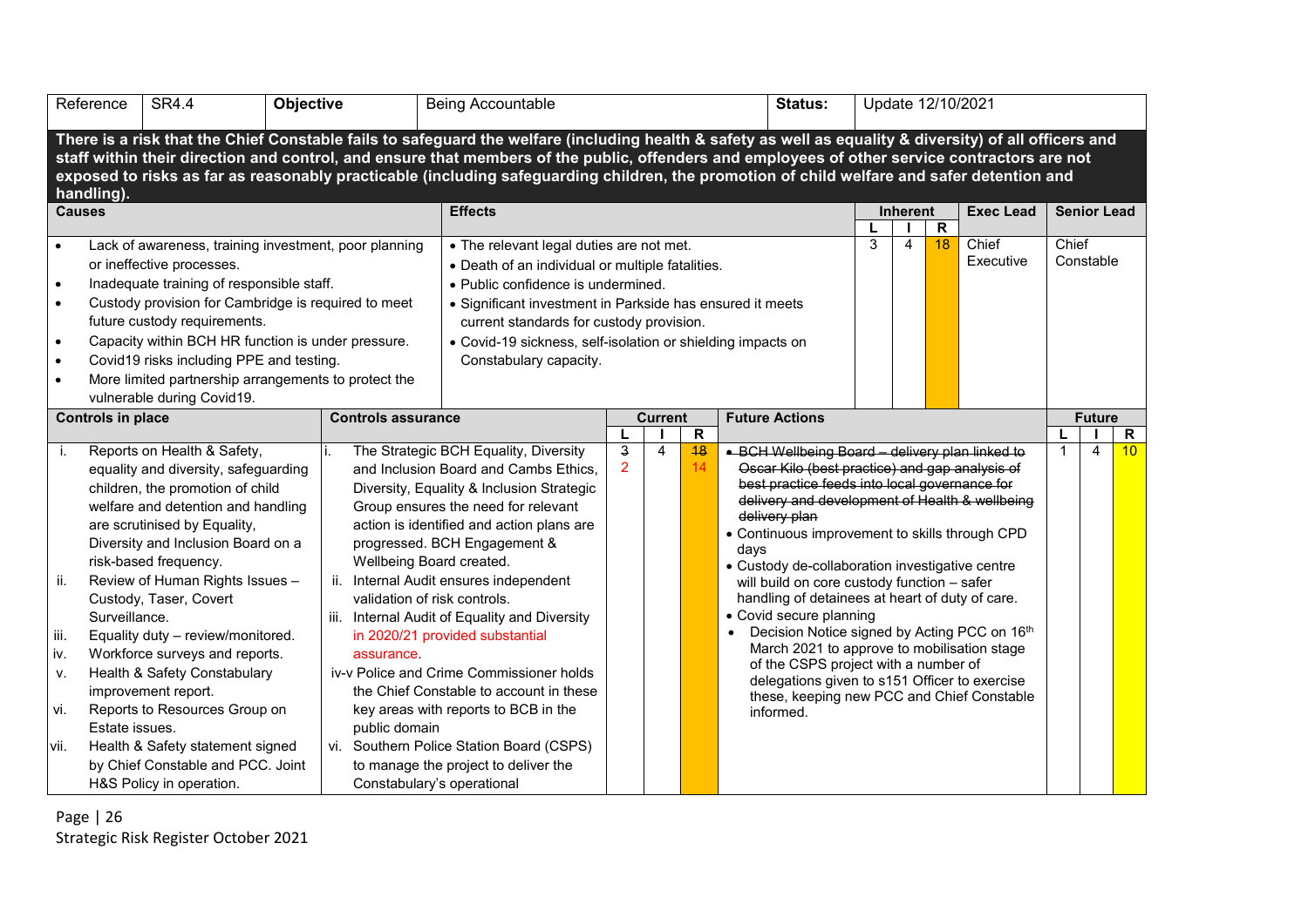| Reference | SR4.4 | Objective | Being Accountable | Status: | Update 12/10/2021 |
|---|---|---|---|---|---|

**There is a risk that the Chief Constable fails to safeguard the welfare (including health & safety as well as equality & diversity) of all officers and staff within their direction and control, and ensure that members of the public, offenders and employees of other service contractors are not exposed to risks as far as reasonably practicable (including safeguarding children, the promotion of child welfare and safer detention and handling).**

| Causes | Effects | Inherent L | Inherent I | Inherent R | Exec Lead | Senior Lead |
|---|---|---|---|---|---|---|
| • Lack of awareness, training investment, poor planning or ineffective processes.<br>• Inadequate training of responsible staff.<br>• Custody provision for Cambridge is required to meet future custody requirements.<br>• Capacity within BCH HR function is under pressure.<br>• Covid19 risks including PPE and testing.<br>• More limited partnership arrangements to protect the vulnerable during Covid19. | • The relevant legal duties are not met.<br>• Death of an individual or multiple fatalities.<br>• Public confidence is undermined.<br>• Significant investment in Parkside has ensured it meets current standards for custody provision.<br>• Covid-19 sickness, self-isolation or shielding impacts on Constabulary capacity. | 3 | 4 | 18 | Chief Executive | Chief Constable |

| Controls in place | Controls assurance | Current L | Current I | Current R | Future Actions | Future L | Future I | Future R |
|---|---|---|---|---|---|---|---|---|
| i. Reports on Health & Safety, equality and diversity, safeguarding children, the promotion of child welfare and detention and handling are scrutinised by Equality, Diversity and Inclusion Board on a risk-based frequency.<br>ii. Review of Human Rights Issues – Custody, Taser, Covert Surveillance.<br>iii. Equality duty – review/monitored.<br>iv. Workforce surveys and reports.<br>v. Health & Safety Constabulary improvement report.<br>vi. Reports to Resources Group on Estate issues.<br>vii. Health & Safety statement signed by Chief Constable and PCC. Joint H&S Policy in operation. | i. The Strategic BCH Equality, Diversity and Inclusion Board and Cambs Ethics, Diversity, Equality & Inclusion Strategic Group ensures the need for relevant action is identified and action plans are progressed. BCH Engagement & Wellbeing Board created.<br>ii. Internal Audit ensures independent validation of risk controls.<br>iii. Internal Audit of Equality and Diversity in 2020/21 provided substantial assurance.<br>iv-v Police and Crime Commissioner holds the Chief Constable to account in these key areas with reports to BCB in the public domain<br>vi. Southern Police Station Board (CSPS) to manage the project to deliver the Constabulary's operational | ~~3~~ 2 | 4 | ~~18~~ 14 | • ~~BCH Wellbeing Board – delivery plan linked to Oscar Kilo (best practice) and gap analysis of best practice feeds into local governance for delivery and development of Health & wellbeing delivery plan~~<br>• Continuous improvement to skills through CPD days<br>• Custody de-collaboration investigative centre will build on core custody function – safer handling of detainees at heart of duty of care.<br>• Covid secure planning<br>• Decision Notice signed by Acting PCC on 16th March 2021 to approve to mobilisation stage of the CSPS project with a number of delegations given to s151 Officer to exercise these, keeping new PCC and Chief Constable informed. | 1 | 4 | 10 |

Strategic Risk Register October 2021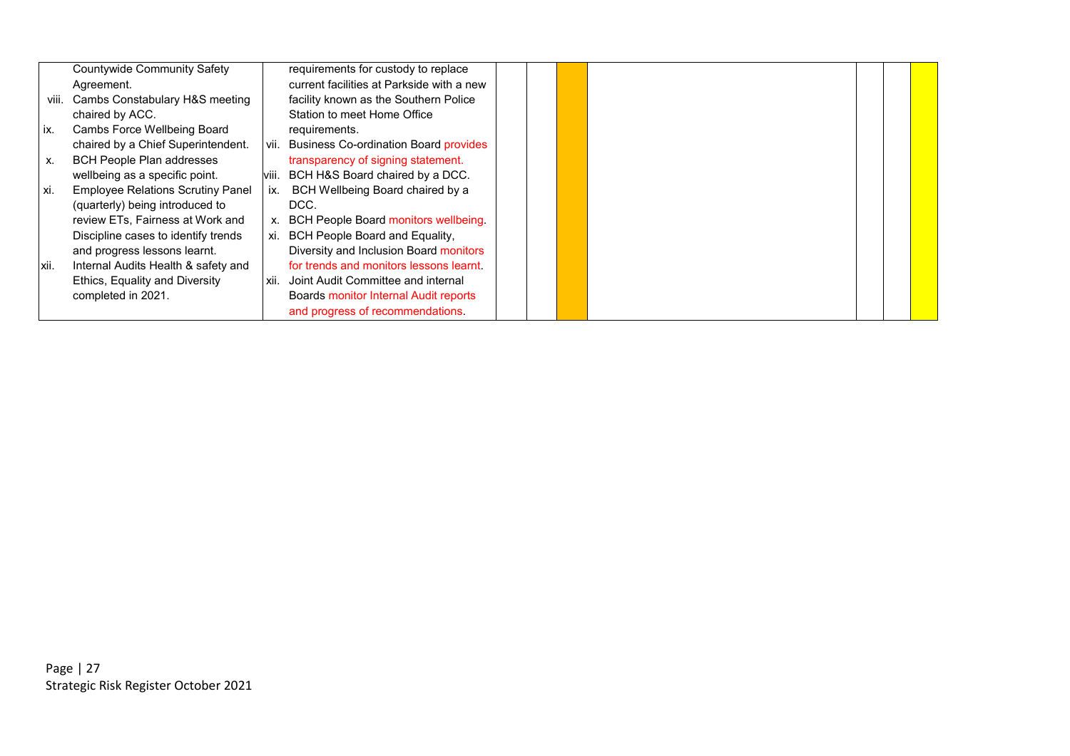| | | | | | | | | |
|---|---|---|---|---|---|---|---|---|
| Countywide Community Safety Agreement.<br>viii. Cambs Constabulary H&S meeting chaired by ACC.<br>ix. Cambs Force Wellbeing Board chaired by a Chief Superintendent.<br>x. BCH People Plan addresses wellbeing as a specific point.<br>xi. Employee Relations Scrutiny Panel (quarterly) being introduced to review ETs, Fairness at Work and Discipline cases to identify trends and progress lessons learnt.<br>xii. Internal Audits Health & safety and Ethics, Equality and Diversity completed in 2021. | requirements for custody to replace current facilities at Parkside with a new facility known as the Southern Police Station to meet Home Office requirements.<br>vii. Business Co-ordination Board provides transparency of signing statement.<br>viii. BCH H&S Board chaired by a DCC.<br>ix. BCH Wellbeing Board chaired by a DCC.<br>x. BCH People Board monitors wellbeing.<br>xi. BCH People Board and Equality, Diversity and Inclusion Board monitors for trends and monitors lessons learnt.<br>xii. Joint Audit Committee and internal Boards monitor Internal Audit reports and progress of recommendations. | | | | | | | |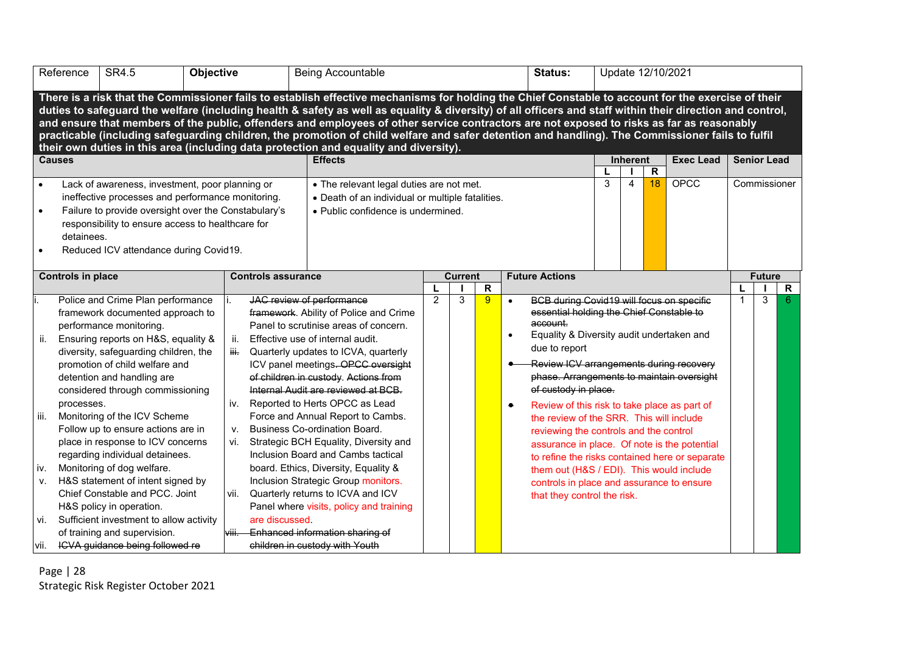| Reference | SR4.5 | Objective | Being Accountable | Status: | Update 12/10/2021 |
|---|---|---|---|---|---|

**There is a risk that the Commissioner fails to establish effective mechanisms for holding the Chief Constable to account for the exercise of their duties to safeguard the welfare (including health & safety as well as equality & diversity) of all officers and staff within their direction and control, and ensure that members of the public, offenders and employees of other service contractors are not exposed to risks as far as reasonably practicable (including safeguarding children, the promotion of child welfare and safer detention and handling). The Commissioner fails to fulfil their own duties in this area (including data protection and equality and diversity).**

| Causes | Effects | Inherent L | Inherent I | Inherent R | Exec Lead | Senior Lead |
|---|---|---|---|---|---|---|
| • Lack of awareness, investment, poor planning or ineffective processes and performance monitoring.<br>• Failure to provide oversight over the Constabulary's responsibility to ensure access to healthcare for detainees.<br>• Reduced ICV attendance during Covid19. | • The relevant legal duties are not met.<br>• Death of an individual or multiple fatalities.<br>• Public confidence is undermined. | 3 | 4 | 18 | OPCC | Commissioner |

| Controls in place | Controls assurance | Current L | Current I | Current R | Future Actions | Future L | Future I | Future R |
|---|---|---|---|---|---|---|---|---|
| i. Police and Crime Plan performance framework documented approach to performance monitoring.<br>ii. Ensuring reports on H&S, equality & diversity, safeguarding children, the promotion of child welfare and detention and handling are considered through commissioning processes.<br>iii. Monitoring of the ICV Scheme Follow up to ensure actions are in place in response to ICV concerns regarding individual detainees.<br>iv. Monitoring of dog welfare.<br>v. H&S statement of intent signed by Chief Constable and PCC. Joint H&S policy in operation.<br>vi. Sufficient investment to allow activity of training and supervision.<br>vii. ~~ICVA guidance being followed re~~ | i. ~~JAC review of performance framework~~. Ability of Police and Crime Panel to scrutinise areas of concern.<br>ii. Effective use of internal audit.<br>~~iii.~~ Quarterly updates to ICVA, quarterly ICV panel meetings. ~~OPCC oversight of children in custody. Actions from Internal Audit are reviewed at BCB.~~<br>iv. Reported to Herts OPCC as Lead Force and Annual Report to Cambs.<br>v. Business Co-ordination Board.<br>vi. Strategic BCH Equality, Diversity and Inclusion Board and Cambs tactical board. Ethics, Diversity, Equality & Inclusion Strategic Group monitors.<br>vii. Quarterly returns to ICVA and ICV Panel where visits, policy and training are discussed.<br>~~viii. Enhanced information sharing of children in custody with Youth~~ | 2 | 3 | 9 | • ~~BCB during Covid19 will focus on specific essential holding the Chief Constable to account.~~<br>• Equality & Diversity audit undertaken and due to report<br>• ~~Review ICV arrangements during recovery phase. Arrangements to maintain oversight of custody in place.~~<br>• Review of this risk to take place as part of the review of the SRR. This will include reviewing the controls and the control assurance in place. Of note is the potential to refine the risks contained here or separate them out (H&S / EDI). This would include controls in place and assurance to ensure that they control the risk. | 1 | 3 | 6 |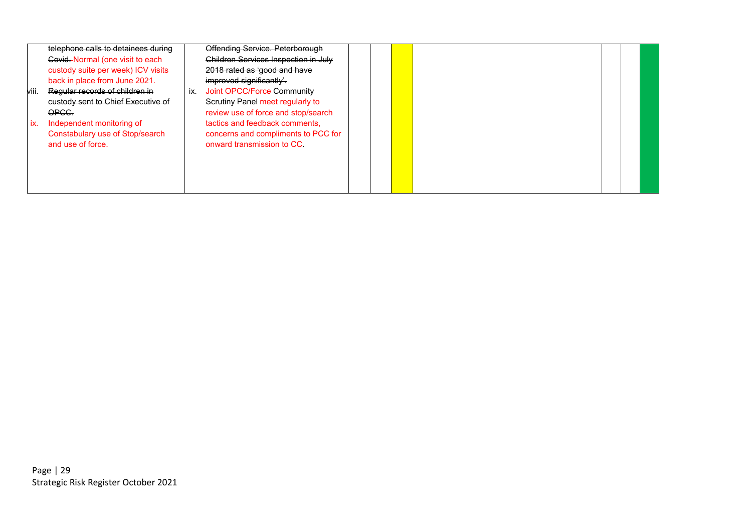| | | | | | | | | |
|---|---|---|---|---|---|---|---|---|
| ~~telephone calls to detainees during Covid.~~ Normal (one visit to each custody suite per week) ICV visits back in place from June 2021.<br>viii. ~~Regular records of children in custody sent to Chief Executive of OPCC.~~<br>ix. Independent monitoring of Constabulary use of Stop/search and use of force. | ~~Offending Service. Peterborough Children Services Inspection in July 2018 rated as 'good and have improved significantly'.~~<br>ix. Joint OPCC/Force Community Scrutiny Panel meet regularly to review use of force and stop/search tactics and feedback comments, concerns and compliments to PCC for onward transmission to CC. | | | | | | | |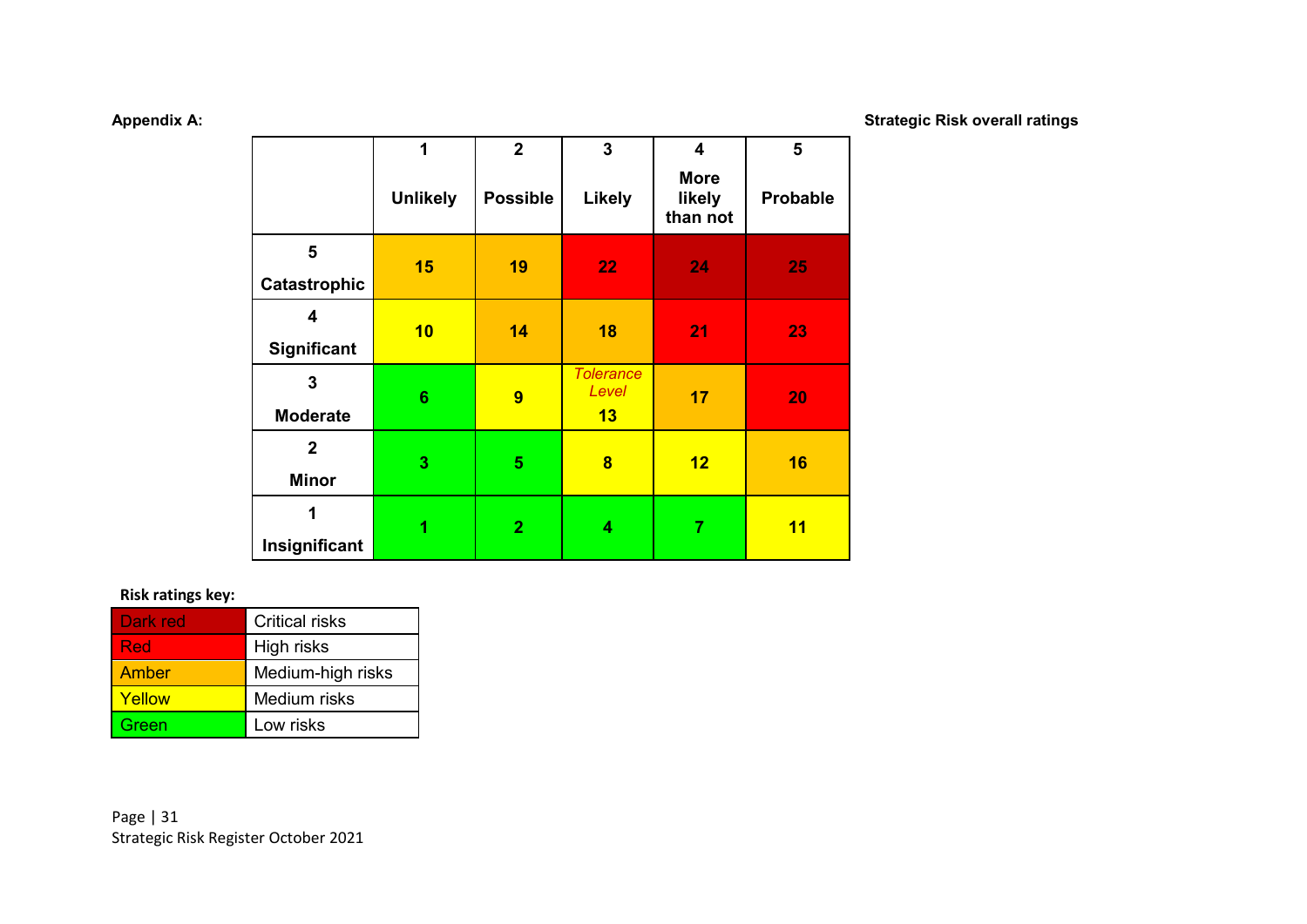**Appendix A:** **Strategic Risk overall ratings**

| | 1 Unlikely | 2 Possible | 3 Likely | 4 More likely than not | 5 Probable |
|---|---|---|---|---|---|
| **5 Catastrophic** | 15 | 19 | 22 | 24 | 25 |
| **4 Significant** | 10 | 14 | 18 | 21 | 23 |
| **3 Moderate** | 6 | 9 | *Tolerance Level* 13 | 17 | 20 |
| **2 Minor** | 3 | 5 | 8 | 12 | 16 |
| **1 Insignificant** | 1 | 2 | 4 | 7 | 11 |

**Risk ratings key:**

| Colour | Rating |
|---|---|
| Dark red | Critical risks |
| Red | High risks |
| Amber | Medium-high risks |
| Yellow | Medium risks |
| Green | Low risks |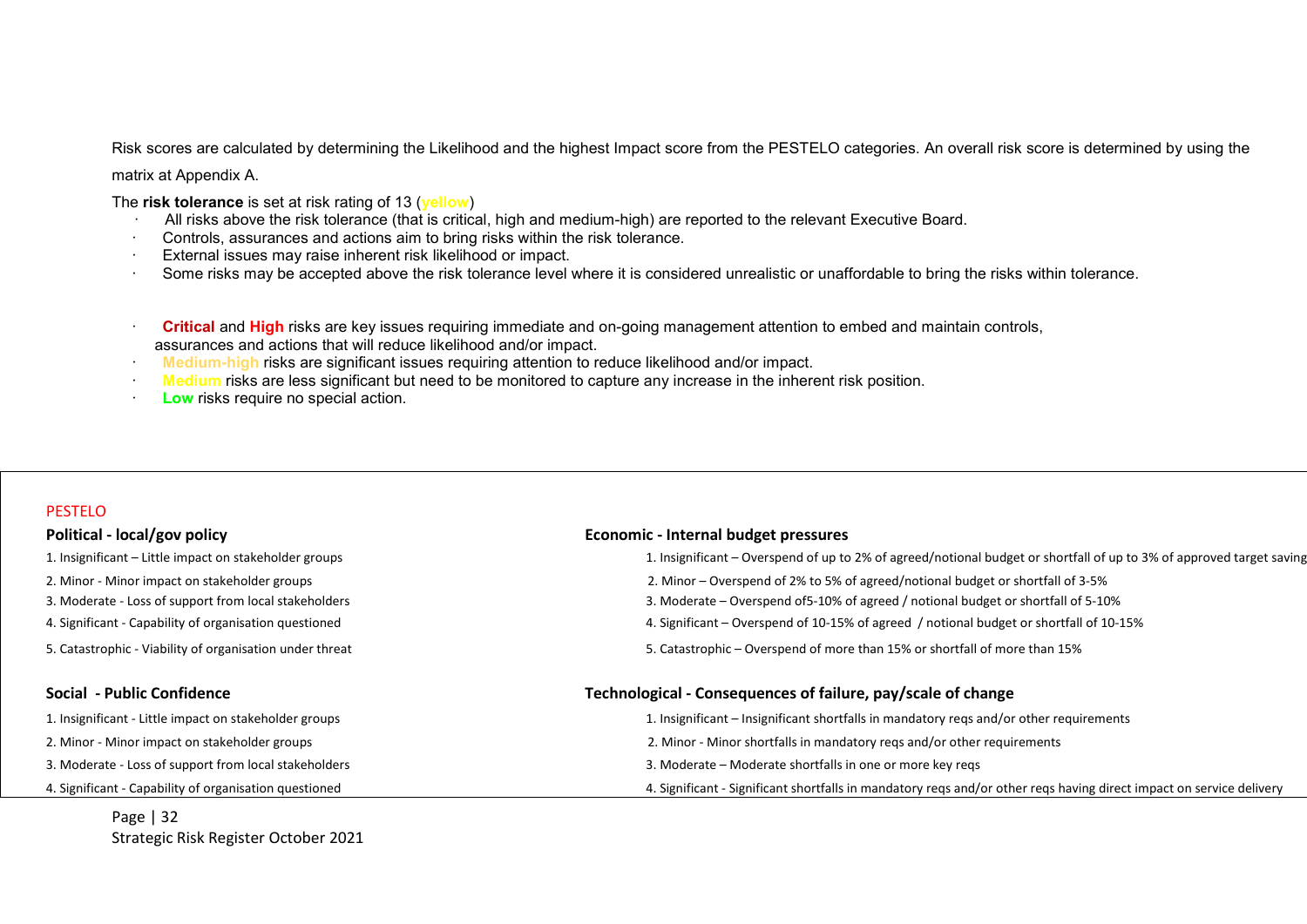Risk scores are calculated by determining the Likelihood and the highest Impact score from the PESTELO categories. An overall risk score is determined by using the matrix at Appendix A.

The **risk tolerance** is set at risk rating of 13 (yellow)

- All risks above the risk tolerance (that is critical, high and medium-high) are reported to the relevant Executive Board.
- Controls, assurances and actions aim to bring risks within the risk tolerance.
- External issues may raise inherent risk likelihood or impact.
- Some risks may be accepted above the risk tolerance level where it is considered unrealistic or unaffordable to bring the risks within tolerance.

- **Critical** and **High** risks are key issues requiring immediate and on-going management attention to embed and maintain controls, assurances and actions that will reduce likelihood and/or impact.
- **Medium-high** risks are significant issues requiring attention to reduce likelihood and/or impact.
- **Medium** risks are less significant but need to be monitored to capture any increase in the inherent risk position.
- **Low** risks require no special action.

PESTELO

### Political - local/gov policy

1. Insignificant – Little impact on stakeholder groups
2. Minor - Minor impact on stakeholder groups
3. Moderate - Loss of support from local stakeholders
4. Significant - Capability of organisation questioned
5. Catastrophic - Viability of organisation under threat

### Economic - Internal budget pressures

1. Insignificant – Overspend of up to 2% of agreed/notional budget or shortfall of up to 3% of approved target saving
2. Minor – Overspend of 2% to 5% of agreed/notional budget or shortfall of 3-5%
3. Moderate – Overspend of5-10% of agreed / notional budget or shortfall of 5-10%
4. Significant – Overspend of 10-15% of agreed / notional budget or shortfall of 10-15%
5. Catastrophic – Overspend of more than 15% or shortfall of more than 15%

### Social - Public Confidence

1. Insignificant - Little impact on stakeholder groups
2. Minor - Minor impact on stakeholder groups
3. Moderate - Loss of support from local stakeholders
4. Significant - Capability of organisation questioned

### Technological - Consequences of failure, pay/scale of change

1. Insignificant – Insignificant shortfalls in mandatory reqs and/or other requirements
2. Minor - Minor shortfalls in mandatory reqs and/or other requirements
3. Moderate – Moderate shortfalls in one or more key reqs
4. Significant - Significant shortfalls in mandatory reqs and/or other reqs having direct impact on service delivery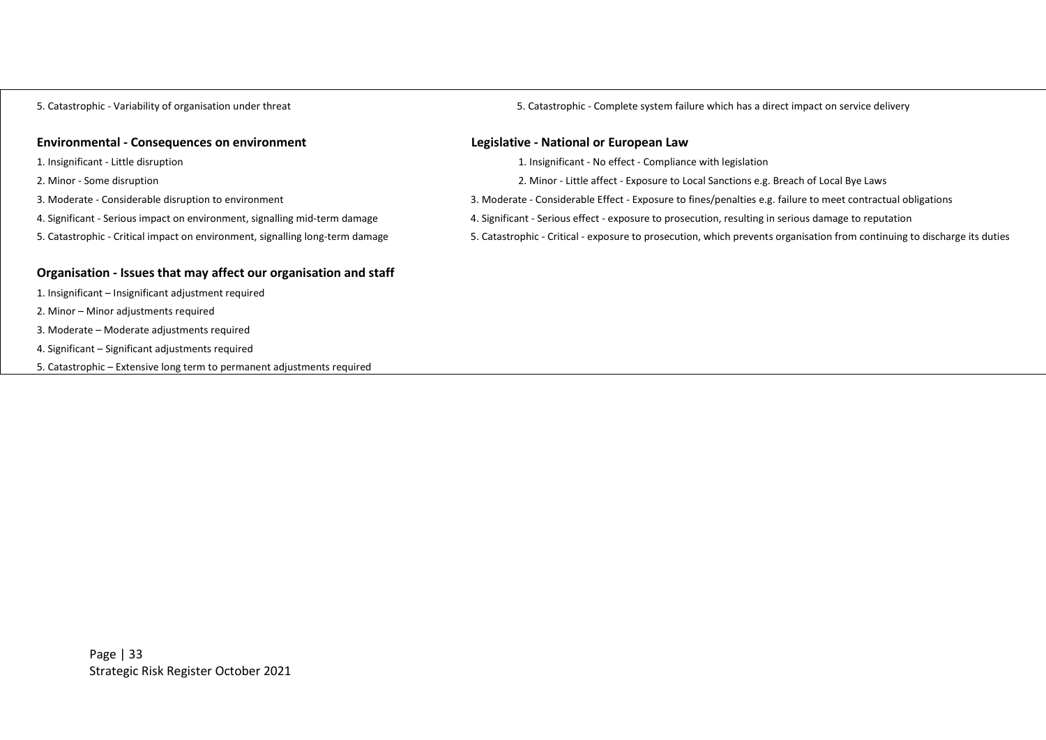5. Catastrophic - Variability of organisation under threat

5. Catastrophic - Complete system failure which has a direct impact on service delivery

**Environmental - Consequences on environment**

1. Insignificant - Little disruption
2. Minor - Some disruption
3. Moderate - Considerable disruption to environment
4. Significant - Serious impact on environment, signalling mid-term damage
5. Catastrophic - Critical impact on environment, signalling long-term damage

**Legislative - National or European Law**

1. Insignificant - No effect - Compliance with legislation
2. Minor - Little affect - Exposure to Local Sanctions e.g. Breach of Local Bye Laws
3. Moderate - Considerable Effect - Exposure to fines/penalties e.g. failure to meet contractual obligations
4. Significant - Serious effect - exposure to prosecution, resulting in serious damage to reputation
5. Catastrophic - Critical - exposure to prosecution, which prevents organisation from continuing to discharge its duties

**Organisation - Issues that may affect our organisation and staff**

1. Insignificant – Insignificant adjustment required
2. Minor – Minor adjustments required
3. Moderate – Moderate adjustments required
4. Significant – Significant adjustments required
5. Catastrophic – Extensive long term to permanent adjustments required